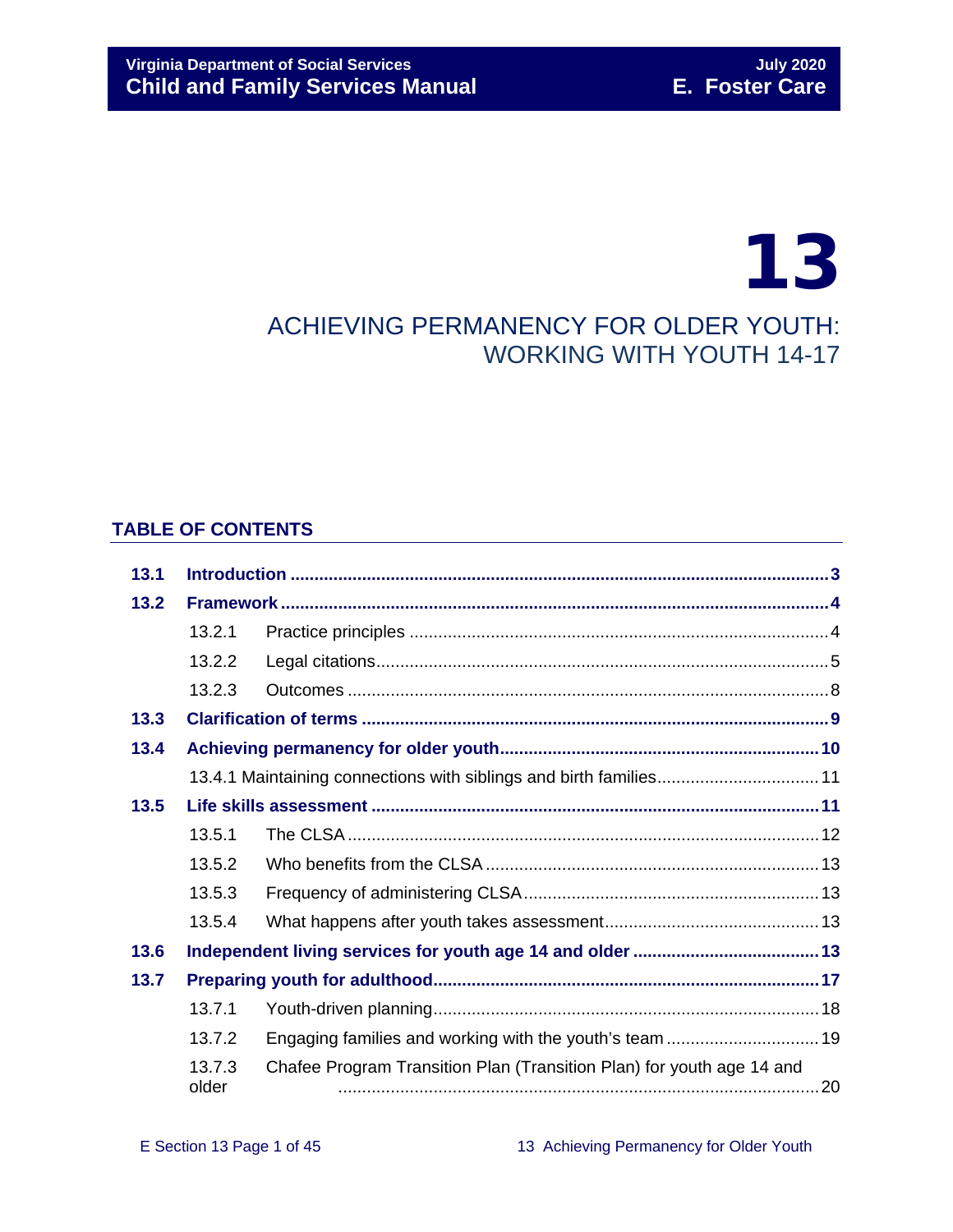# 13

## ACHIEVING PERMANENCY FOR OLDER YOUTH: WORKING WITH YOUTH 14-17

### TABLE OF CONTENTS

| | | |
|---|---|---|
| **13.1** | **Introduction** | **3** |
| **13.2** | **Framework** | **4** |
| 13.2.1 | Practice principles | 4 |
| 13.2.2 | Legal citations | 5 |
| 13.2.3 | Outcomes | 8 |
| **13.3** | **Clarification of terms** | **9** |
| **13.4** | **Achieving permanency for older youth** | **10** |
| 13.4.1 | Maintaining connections with siblings and birth families | 11 |
| **13.5** | **Life skills assessment** | **11** |
| 13.5.1 | The CLSA | 12 |
| 13.5.2 | Who benefits from the CLSA | 13 |
| 13.5.3 | Frequency of administering CLSA | 13 |
| 13.5.4 | What happens after youth takes assessment | 13 |
| **13.6** | **Independent living services for youth age 14 and older** | **13** |
| **13.7** | **Preparing youth for adulthood** | **17** |
| 13.7.1 | Youth-driven planning | 18 |
| 13.7.2 | Engaging families and working with the youth's team | 19 |
| 13.7.3 | Chafee Program Transition Plan (Transition Plan) for youth age 14 and older | 20 |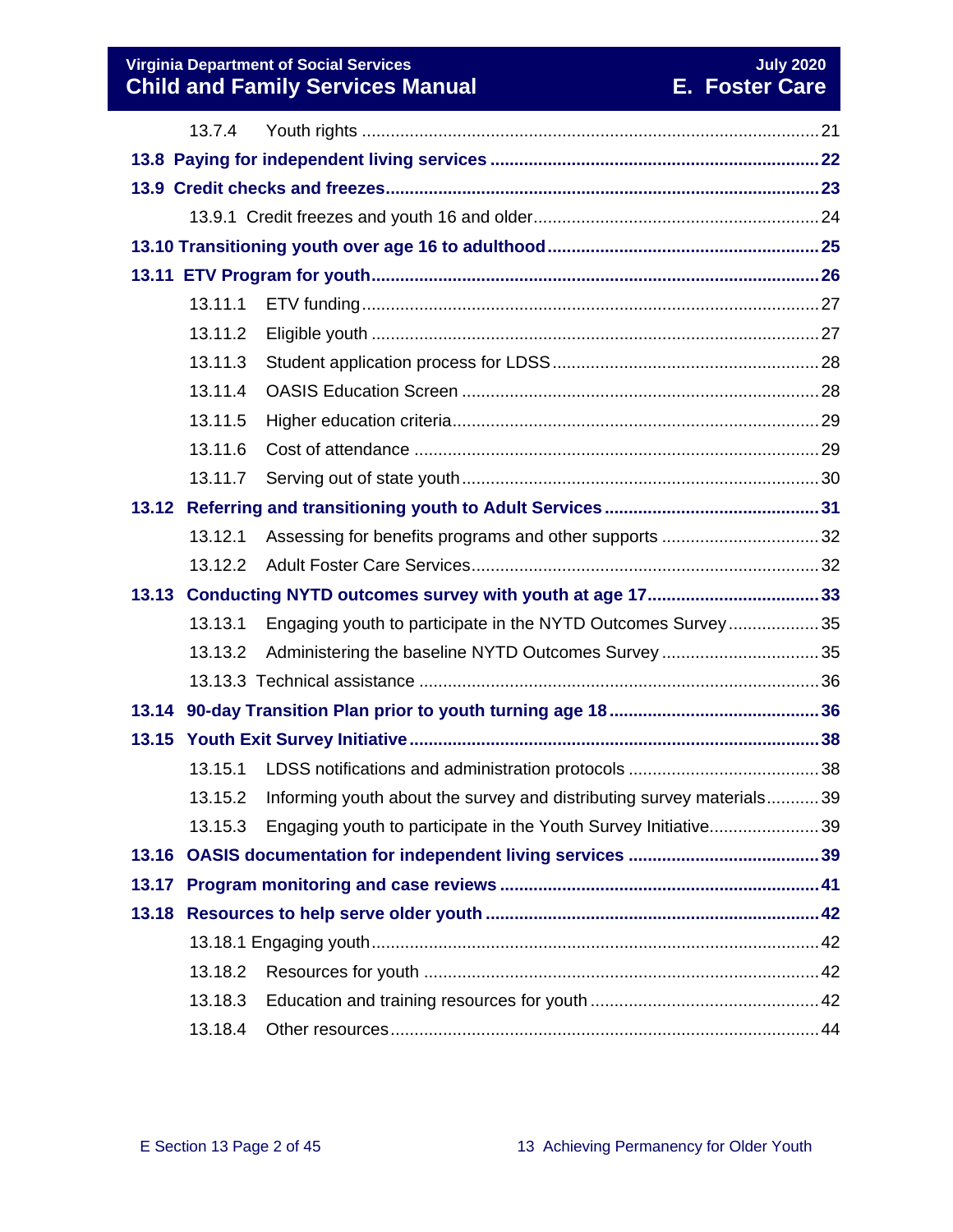13.7.4 Youth rights ........................................................ 21

**13.8 Paying for independent living services** ........................................ **22**

**13.9 Credit checks and freezes** ........................................................ **23**

13.9.1 Credit freezes and youth 16 and older ........................................ 24

**13.10 Transitioning youth over age 16 to adulthood** ........................................ **25**

**13.11 ETV Program for youth** ........................................................ **26**

13.11.1 ETV funding ........................................................ 27

13.11.2 Eligible youth ........................................................ 27

13.11.3 Student application process for LDSS ........................................ 28

13.11.4 OASIS Education Screen ........................................................ 28

13.11.5 Higher education criteria ........................................................ 29

13.11.6 Cost of attendance ........................................................ 29

13.11.7 Serving out of state youth ........................................................ 30

**13.12 Referring and transitioning youth to Adult Services** ........................................ **31**

13.12.1 Assessing for benefits programs and other supports ........................................ 32

13.12.2 Adult Foster Care Services ........................................................ 32

**13.13 Conducting NYTD outcomes survey with youth at age 17** ........................................ **33**

13.13.1 Engaging youth to participate in the NYTD Outcomes Survey ........................................ 35

13.13.2 Administering the baseline NYTD Outcomes Survey ........................................ 35

13.13.3 Technical assistance ........................................................ 36

**13.14 90-day Transition Plan prior to youth turning age 18** ........................................ **36**

**13.15 Youth Exit Survey Initiative** ........................................................ **38**

13.15.1 LDSS notifications and administration protocols ........................................ 38

13.15.2 Informing youth about the survey and distributing survey materials ........................................ 39

13.15.3 Engaging youth to participate in the Youth Survey Initiative ........................................ 39

**13.16 OASIS documentation for independent living services** ........................................ **39**

**13.17 Program monitoring and case reviews** ........................................................ **41**

**13.18 Resources to help serve older youth** ........................................................ **42**

13.18.1 Engaging youth ........................................................ 42

13.18.2 Resources for youth ........................................................ 42

13.18.3 Education and training resources for youth ........................................ 42

13.18.4 Other resources ........................................................ 44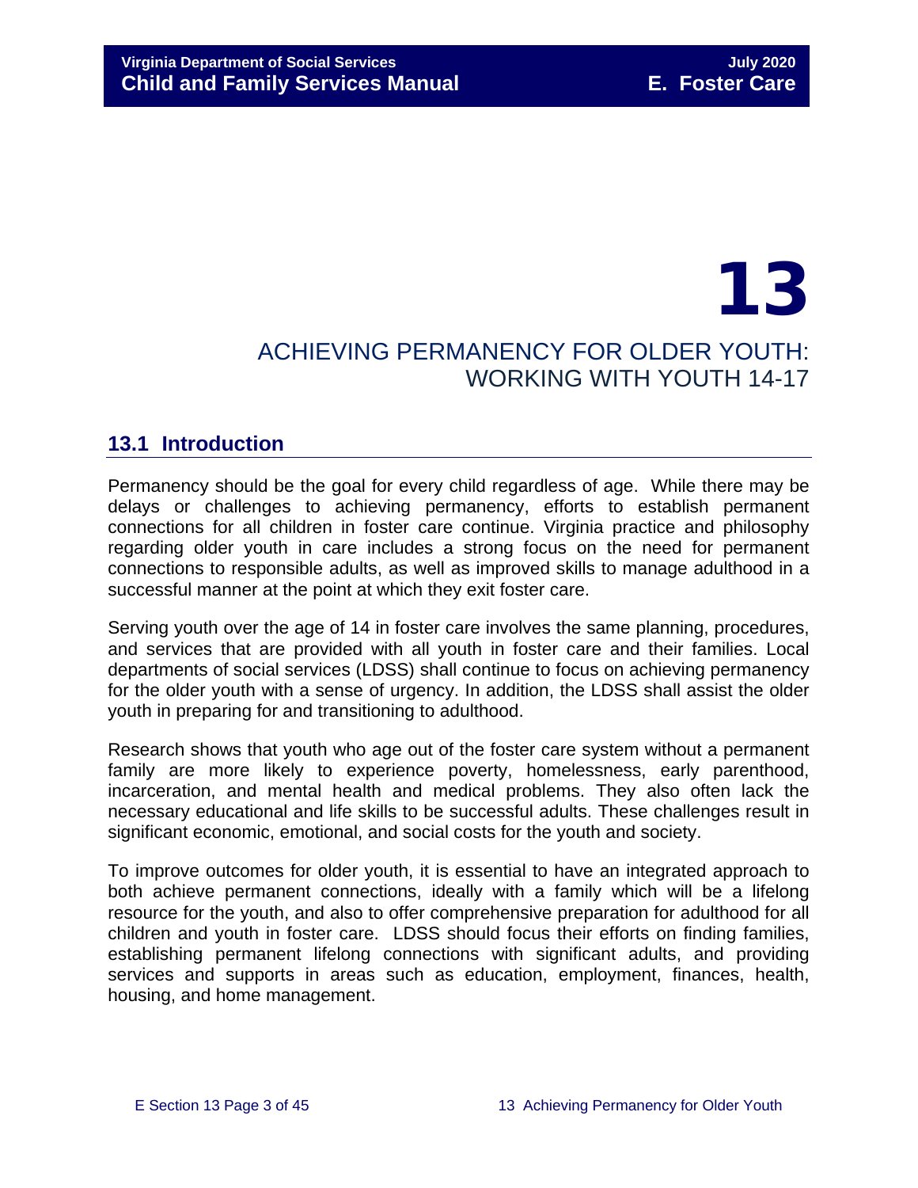# 13

# ACHIEVING PERMANENCY FOR OLDER YOUTH: WORKING WITH YOUTH 14-17

## 13.1 Introduction

Permanency should be the goal for every child regardless of age. While there may be delays or challenges to achieving permanency, efforts to establish permanent connections for all children in foster care continue. Virginia practice and philosophy regarding older youth in care includes a strong focus on the need for permanent connections to responsible adults, as well as improved skills to manage adulthood in a successful manner at the point at which they exit foster care.

Serving youth over the age of 14 in foster care involves the same planning, procedures, and services that are provided with all youth in foster care and their families. Local departments of social services (LDSS) shall continue to focus on achieving permanency for the older youth with a sense of urgency. In addition, the LDSS shall assist the older youth in preparing for and transitioning to adulthood.

Research shows that youth who age out of the foster care system without a permanent family are more likely to experience poverty, homelessness, early parenthood, incarceration, and mental health and medical problems. They also often lack the necessary educational and life skills to be successful adults. These challenges result in significant economic, emotional, and social costs for the youth and society.

To improve outcomes for older youth, it is essential to have an integrated approach to both achieve permanent connections, ideally with a family which will be a lifelong resource for the youth, and also to offer comprehensive preparation for adulthood for all children and youth in foster care. LDSS should focus their efforts on finding families, establishing permanent lifelong connections with significant adults, and providing services and supports in areas such as education, employment, finances, health, housing, and home management.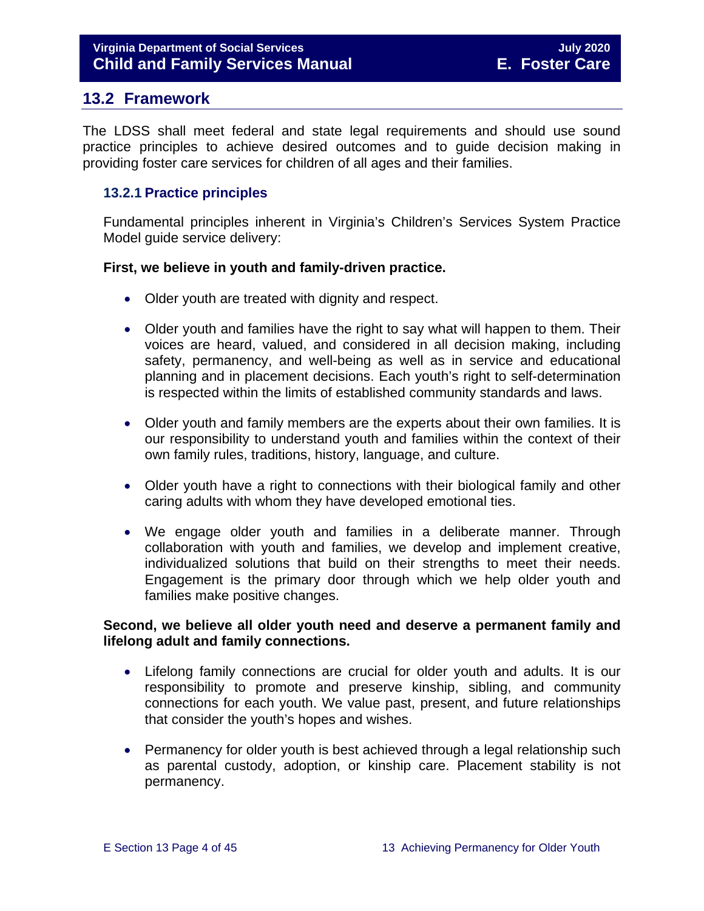## 13.2 Framework

The LDSS shall meet federal and state legal requirements and should use sound practice principles to achieve desired outcomes and to guide decision making in providing foster care services for children of all ages and their families.

### 13.2.1 Practice principles

Fundamental principles inherent in Virginia's Children's Services System Practice Model guide service delivery:

**First, we believe in youth and family-driven practice.**

- Older youth are treated with dignity and respect.
- Older youth and families have the right to say what will happen to them. Their voices are heard, valued, and considered in all decision making, including safety, permanency, and well-being as well as in service and educational planning and in placement decisions. Each youth's right to self-determination is respected within the limits of established community standards and laws.
- Older youth and family members are the experts about their own families. It is our responsibility to understand youth and families within the context of their own family rules, traditions, history, language, and culture.
- Older youth have a right to connections with their biological family and other caring adults with whom they have developed emotional ties.
- We engage older youth and families in a deliberate manner. Through collaboration with youth and families, we develop and implement creative, individualized solutions that build on their strengths to meet their needs. Engagement is the primary door through which we help older youth and families make positive changes.

**Second, we believe all older youth need and deserve a permanent family and lifelong adult and family connections.**

- Lifelong family connections are crucial for older youth and adults. It is our responsibility to promote and preserve kinship, sibling, and community connections for each youth. We value past, present, and future relationships that consider the youth's hopes and wishes.
- Permanency for older youth is best achieved through a legal relationship such as parental custody, adoption, or kinship care. Placement stability is not permanency.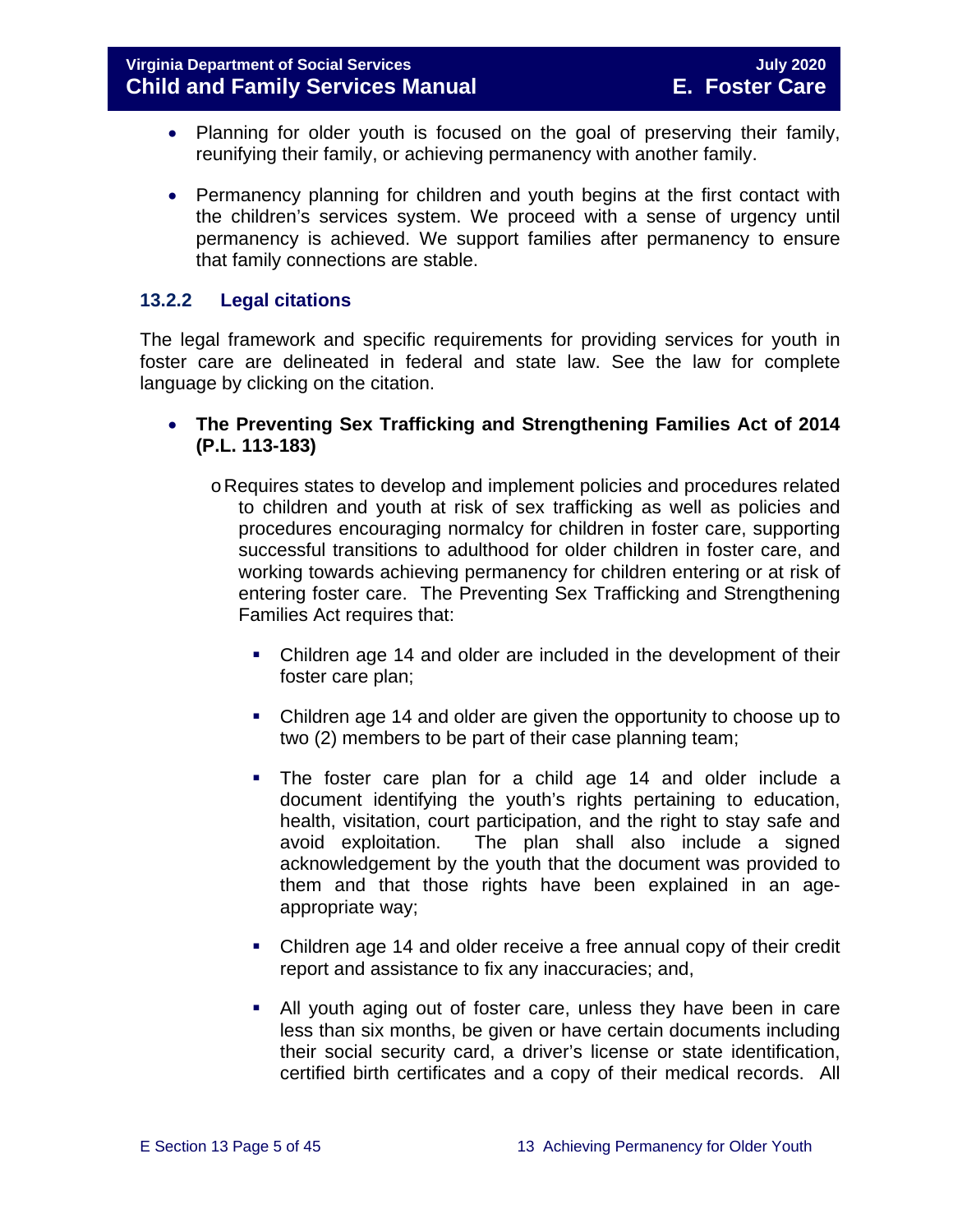- Planning for older youth is focused on the goal of preserving their family, reunifying their family, or achieving permanency with another family.
- Permanency planning for children and youth begins at the first contact with the children's services system. We proceed with a sense of urgency until permanency is achieved. We support families after permanency to ensure that family connections are stable.

### 13.2.2 Legal citations

The legal framework and specific requirements for providing services for youth in foster care are delineated in federal and state law. See the law for complete language by clicking on the citation.

- **The Preventing Sex Trafficking and Strengthening Families Act of 2014 (P.L. 113-183)**
    - Requires states to develop and implement policies and procedures related to children and youth at risk of sex trafficking as well as policies and procedures encouraging normalcy for children in foster care, supporting successful transitions to adulthood for older children in foster care, and working towards achieving permanency for children entering or at risk of entering foster care. The Preventing Sex Trafficking and Strengthening Families Act requires that:
        - Children age 14 and older are included in the development of their foster care plan;
        - Children age 14 and older are given the opportunity to choose up to two (2) members to be part of their case planning team;
        - The foster care plan for a child age 14 and older include a document identifying the youth's rights pertaining to education, health, visitation, court participation, and the right to stay safe and avoid exploitation. The plan shall also include a signed acknowledgement by the youth that the document was provided to them and that those rights have been explained in an age-appropriate way;
        - Children age 14 and older receive a free annual copy of their credit report and assistance to fix any inaccuracies; and,
        - All youth aging out of foster care, unless they have been in care less than six months, be given or have certain documents including their social security card, a driver's license or state identification, certified birth certificates and a copy of their medical records. All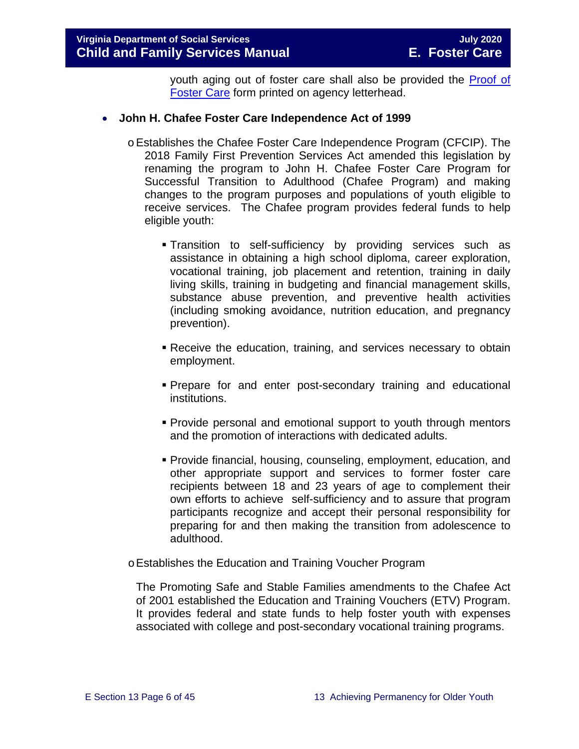youth aging out of foster care shall also be provided the [Proof of Foster Care] form printed on agency letterhead.

- **John H. Chafee Foster Care Independence Act of 1999**
  - Establishes the Chafee Foster Care Independence Program (CFCIP). The 2018 Family First Prevention Services Act amended this legislation by renaming the program to John H. Chafee Foster Care Program for Successful Transition to Adulthood (Chafee Program) and making changes to the program purposes and populations of youth eligible to receive services. The Chafee program provides federal funds to help eligible youth:
    - Transition to self-sufficiency by providing services such as assistance in obtaining a high school diploma, career exploration, vocational training, job placement and retention, training in daily living skills, training in budgeting and financial management skills, substance abuse prevention, and preventive health activities (including smoking avoidance, nutrition education, and pregnancy prevention).
    - Receive the education, training, and services necessary to obtain employment.
    - Prepare for and enter post-secondary training and educational institutions.
    - Provide personal and emotional support to youth through mentors and the promotion of interactions with dedicated adults.
    - Provide financial, housing, counseling, employment, education, and other appropriate support and services to former foster care recipients between 18 and 23 years of age to complement their own efforts to achieve self-sufficiency and to assure that program participants recognize and accept their personal responsibility for preparing for and then making the transition from adolescence to adulthood.
  - Establishes the Education and Training Voucher Program

  The Promoting Safe and Stable Families amendments to the Chafee Act of 2001 established the Education and Training Vouchers (ETV) Program. It provides federal and state funds to help foster youth with expenses associated with college and post-secondary vocational training programs.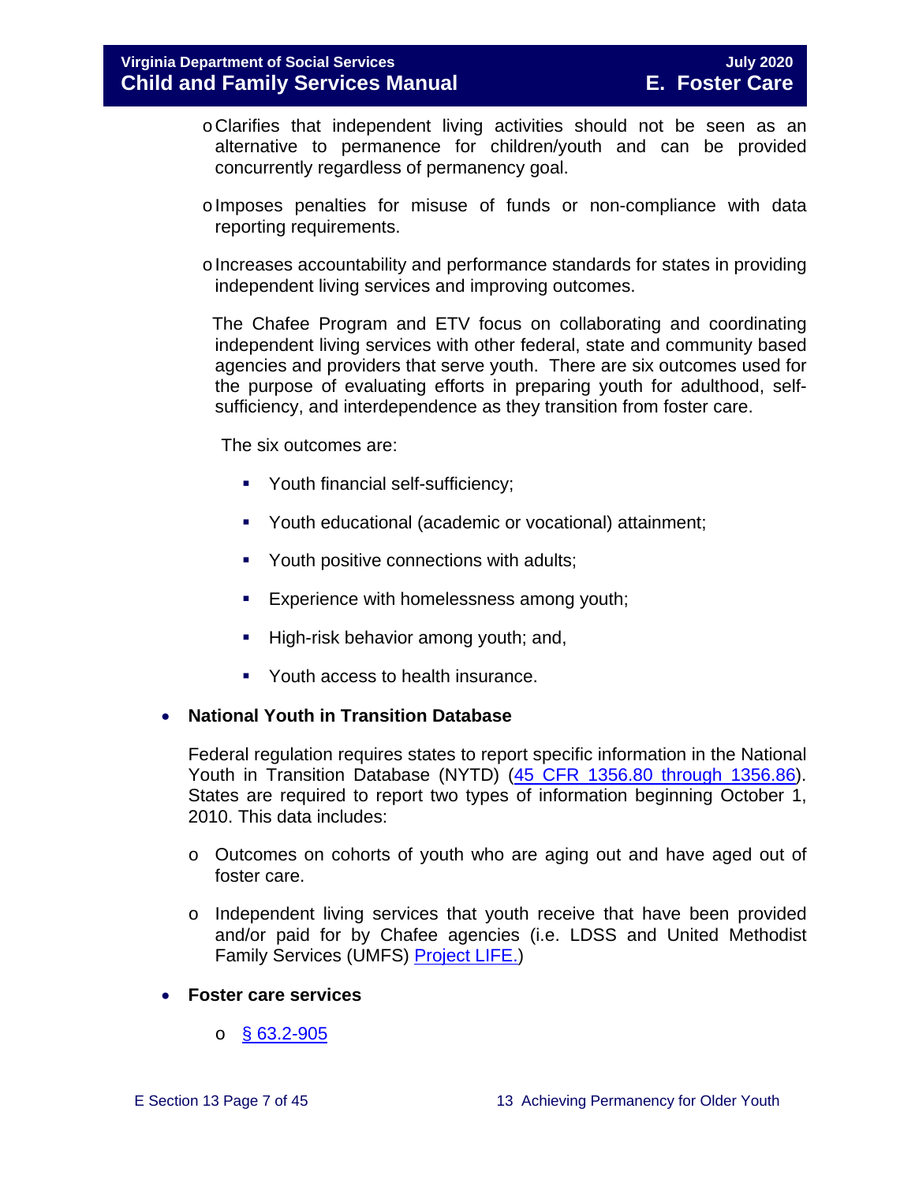- Clarifies that independent living activities should not be seen as an alternative to permanence for children/youth and can be provided concurrently regardless of permanency goal.

- Imposes penalties for misuse of funds or non-compliance with data reporting requirements.

- Increases accountability and performance standards for states in providing independent living services and improving outcomes.

The Chafee Program and ETV focus on collaborating and coordinating independent living services with other federal, state and community based agencies and providers that serve youth. There are six outcomes used for the purpose of evaluating efforts in preparing youth for adulthood, self-sufficiency, and interdependence as they transition from foster care.

The six outcomes are:

- Youth financial self-sufficiency;
- Youth educational (academic or vocational) attainment;
- Youth positive connections with adults;
- Experience with homelessness among youth;
- High-risk behavior among youth; and,
- Youth access to health insurance.

- **National Youth in Transition Database**

  Federal regulation requires states to report specific information in the National Youth in Transition Database (NYTD) (45 CFR 1356.80 through 1356.86). States are required to report two types of information beginning October 1, 2010. This data includes:

  - Outcomes on cohorts of youth who are aging out and have aged out of foster care.

  - Independent living services that youth receive that have been provided and/or paid for by Chafee agencies (i.e. LDSS and United Methodist Family Services (UMFS) Project LIFE.)

- **Foster care services**

  - § 63.2-905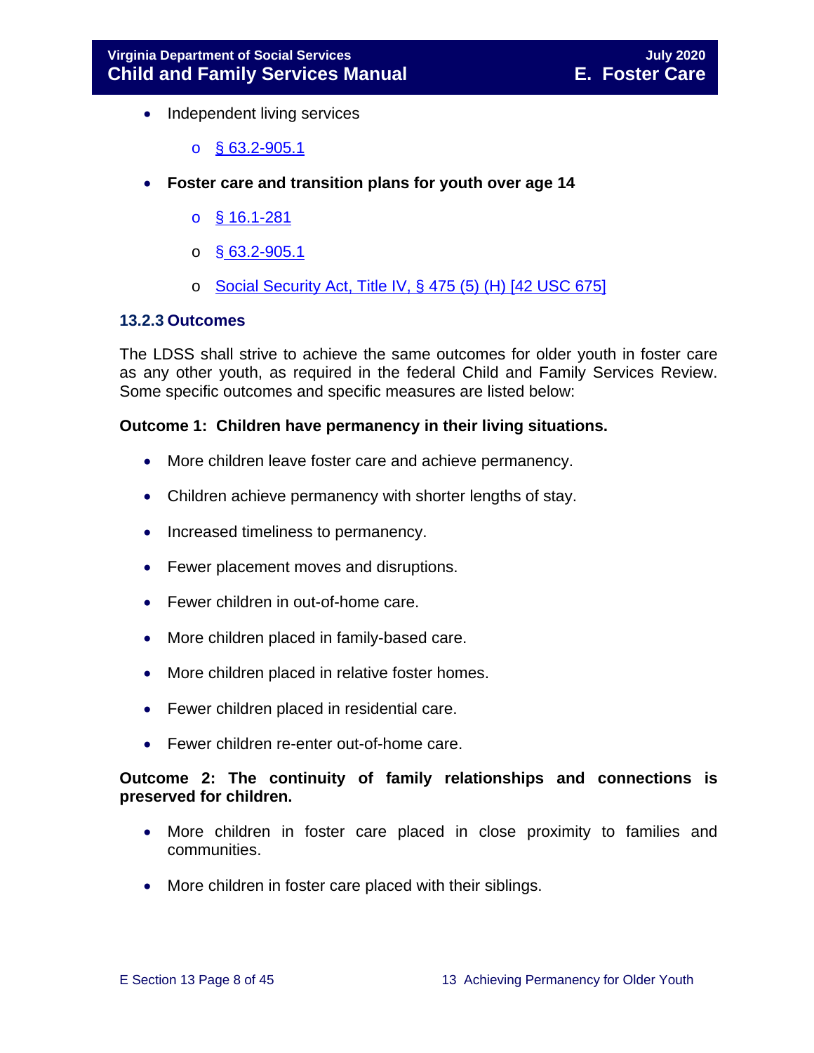- Independent living services
    - [§ 63.2-905.1]
- **Foster care and transition plans for youth over age 14**
    - [§ 16.1-281]
    - [§ 63.2-905.1]
    - [Social Security Act, Title IV, § 475 (5) (H) [42 USC 675]]

### 13.2.3 Outcomes

The LDSS shall strive to achieve the same outcomes for older youth in foster care as any other youth, as required in the federal Child and Family Services Review. Some specific outcomes and specific measures are listed below:

**Outcome 1: Children have permanency in their living situations.**

- More children leave foster care and achieve permanency.
- Children achieve permanency with shorter lengths of stay.
- Increased timeliness to permanency.
- Fewer placement moves and disruptions.
- Fewer children in out-of-home care.
- More children placed in family-based care.
- More children placed in relative foster homes.
- Fewer children placed in residential care.
- Fewer children re-enter out-of-home care.

**Outcome 2: The continuity of family relationships and connections is preserved for children.**

- More children in foster care placed in close proximity to families and communities.
- More children in foster care placed with their siblings.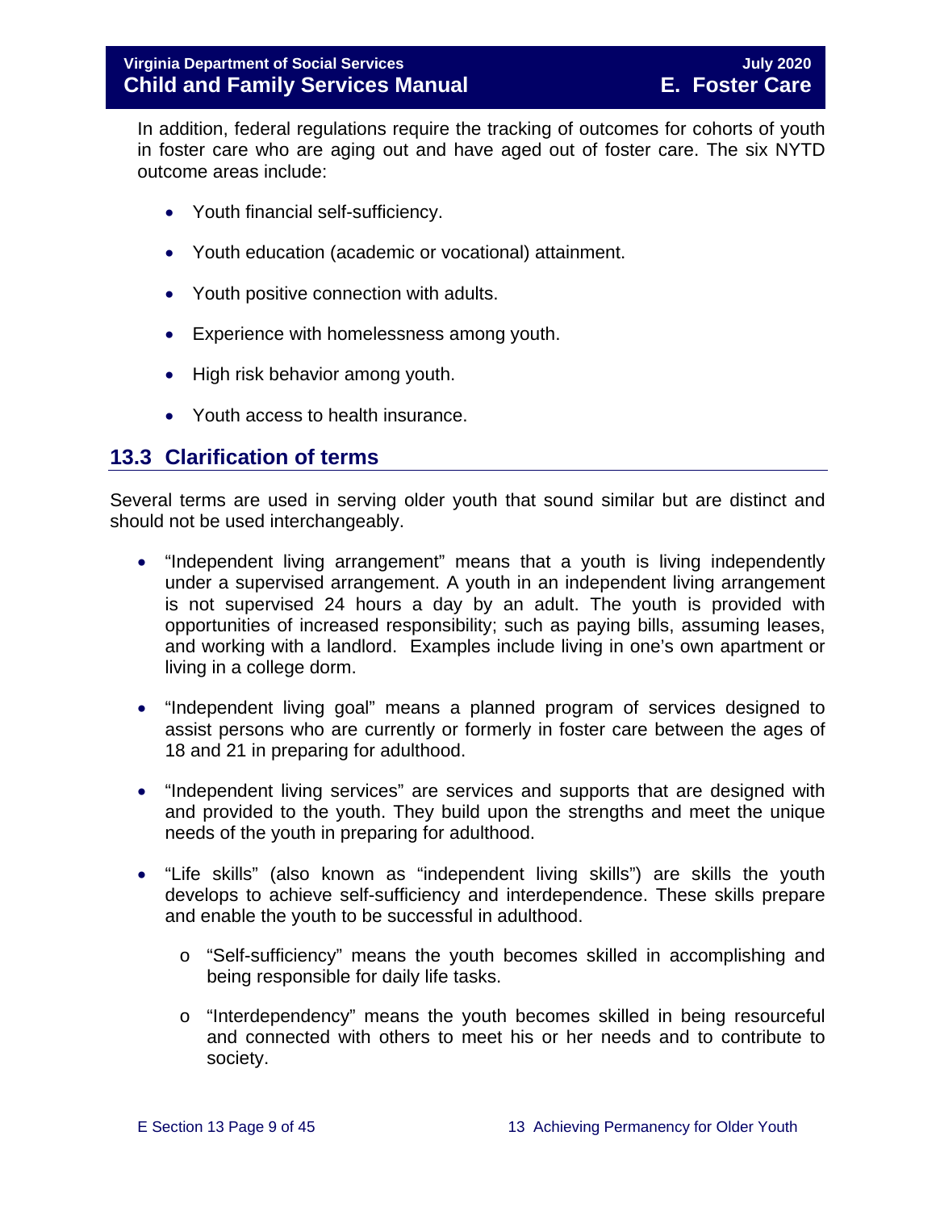In addition, federal regulations require the tracking of outcomes for cohorts of youth in foster care who are aging out and have aged out of foster care. The six NYTD outcome areas include:

- Youth financial self-sufficiency.
- Youth education (academic or vocational) attainment.
- Youth positive connection with adults.
- Experience with homelessness among youth.
- High risk behavior among youth.
- Youth access to health insurance.

## 13.3 Clarification of terms

Several terms are used in serving older youth that sound similar but are distinct and should not be used interchangeably.

- "Independent living arrangement" means that a youth is living independently under a supervised arrangement. A youth in an independent living arrangement is not supervised 24 hours a day by an adult. The youth is provided with opportunities of increased responsibility; such as paying bills, assuming leases, and working with a landlord. Examples include living in one's own apartment or living in a college dorm.
- "Independent living goal" means a planned program of services designed to assist persons who are currently or formerly in foster care between the ages of 18 and 21 in preparing for adulthood.
- "Independent living services" are services and supports that are designed with and provided to the youth. They build upon the strengths and meet the unique needs of the youth in preparing for adulthood.
- "Life skills" (also known as "independent living skills") are skills the youth develops to achieve self-sufficiency and interdependence. These skills prepare and enable the youth to be successful in adulthood.
    - "Self-sufficiency" means the youth becomes skilled in accomplishing and being responsible for daily life tasks.
    - "Interdependency" means the youth becomes skilled in being resourceful and connected with others to meet his or her needs and to contribute to society.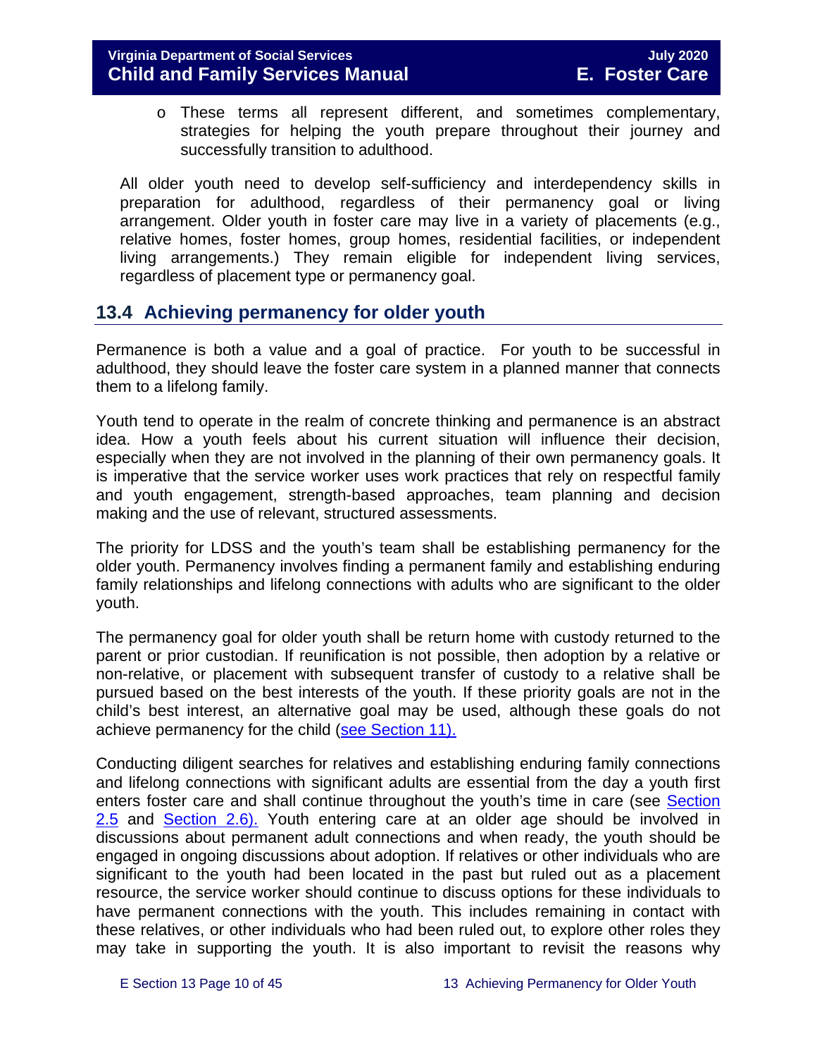- These terms all represent different, and sometimes complementary, strategies for helping the youth prepare throughout their journey and successfully transition to adulthood.

All older youth need to develop self-sufficiency and interdependency skills in preparation for adulthood, regardless of their permanency goal or living arrangement. Older youth in foster care may live in a variety of placements (e.g., relative homes, foster homes, group homes, residential facilities, or independent living arrangements.) They remain eligible for independent living services, regardless of placement type or permanency goal.

## 13.4 Achieving permanency for older youth

Permanence is both a value and a goal of practice. For youth to be successful in adulthood, they should leave the foster care system in a planned manner that connects them to a lifelong family.

Youth tend to operate in the realm of concrete thinking and permanence is an abstract idea. How a youth feels about his current situation will influence their decision, especially when they are not involved in the planning of their own permanency goals. It is imperative that the service worker uses work practices that rely on respectful family and youth engagement, strength-based approaches, team planning and decision making and the use of relevant, structured assessments.

The priority for LDSS and the youth's team shall be establishing permanency for the older youth. Permanency involves finding a permanent family and establishing enduring family relationships and lifelong connections with adults who are significant to the older youth.

The permanency goal for older youth shall be return home with custody returned to the parent or prior custodian. If reunification is not possible, then adoption by a relative or non-relative, or placement with subsequent transfer of custody to a relative shall be pursued based on the best interests of the youth. If these priority goals are not in the child's best interest, an alternative goal may be used, although these goals do not achieve permanency for the child (see Section 11).

Conducting diligent searches for relatives and establishing enduring family connections and lifelong connections with significant adults are essential from the day a youth first enters foster care and shall continue throughout the youth's time in care (see Section 2.5 and Section 2.6). Youth entering care at an older age should be involved in discussions about permanent adult connections and when ready, the youth should be engaged in ongoing discussions about adoption. If relatives or other individuals who are significant to the youth had been located in the past but ruled out as a placement resource, the service worker should continue to discuss options for these individuals to have permanent connections with the youth. This includes remaining in contact with these relatives, or other individuals who had been ruled out, to explore other roles they may take in supporting the youth. It is also important to revisit the reasons why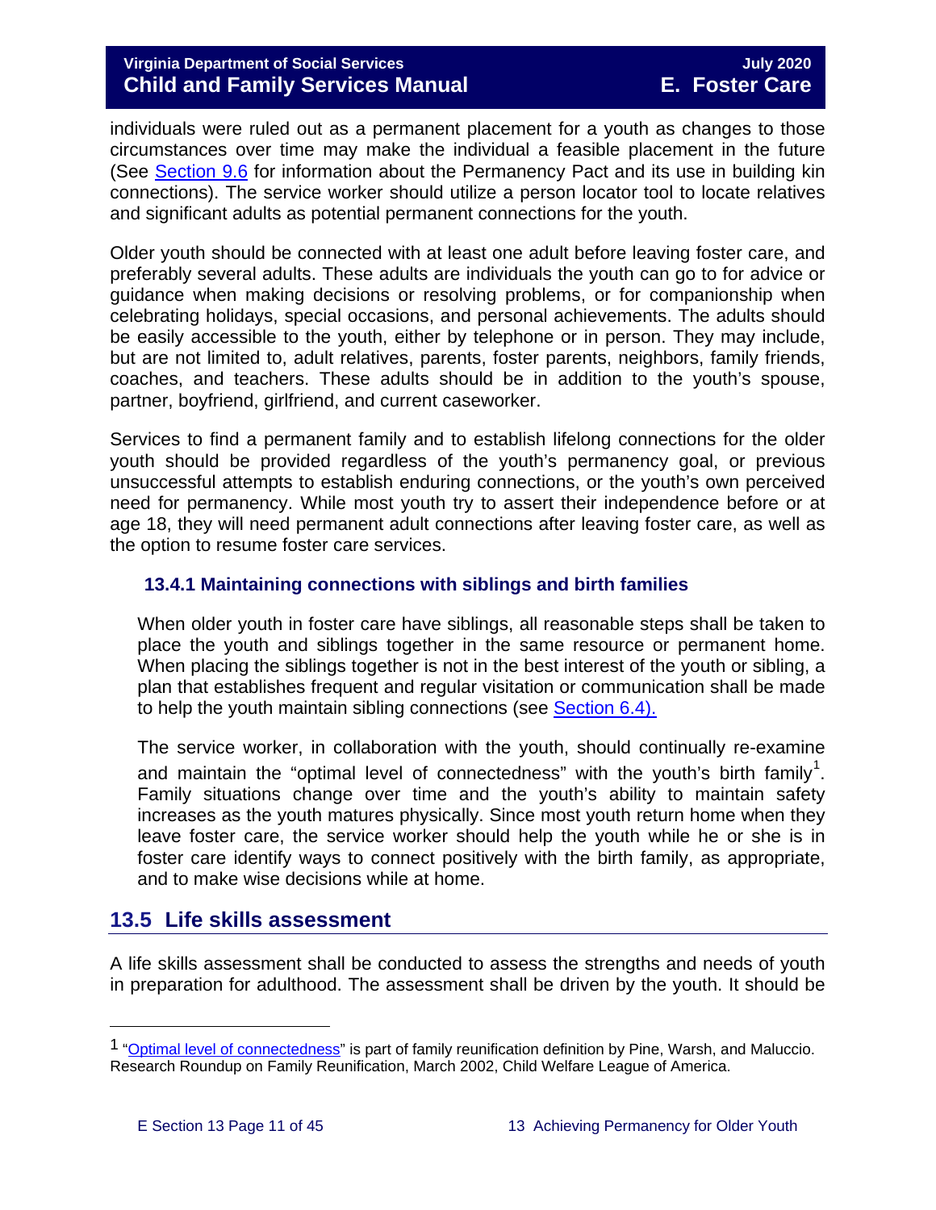individuals were ruled out as a permanent placement for a youth as changes to those circumstances over time may make the individual a feasible placement in the future (See Section 9.6 for information about the Permanency Pact and its use in building kin connections). The service worker should utilize a person locator tool to locate relatives and significant adults as potential permanent connections for the youth.

Older youth should be connected with at least one adult before leaving foster care, and preferably several adults. These adults are individuals the youth can go to for advice or guidance when making decisions or resolving problems, or for companionship when celebrating holidays, special occasions, and personal achievements. The adults should be easily accessible to the youth, either by telephone or in person. They may include, but are not limited to, adult relatives, parents, foster parents, neighbors, family friends, coaches, and teachers. These adults should be in addition to the youth's spouse, partner, boyfriend, girlfriend, and current caseworker.

Services to find a permanent family and to establish lifelong connections for the older youth should be provided regardless of the youth's permanency goal, or previous unsuccessful attempts to establish enduring connections, or the youth's own perceived need for permanency. While most youth try to assert their independence before or at age 18, they will need permanent adult connections after leaving foster care, as well as the option to resume foster care services.

### 13.4.1 Maintaining connections with siblings and birth families

When older youth in foster care have siblings, all reasonable steps shall be taken to place the youth and siblings together in the same resource or permanent home. When placing the siblings together is not in the best interest of the youth or sibling, a plan that establishes frequent and regular visitation or communication shall be made to help the youth maintain sibling connections (see Section 6.4).

The service worker, in collaboration with the youth, should continually re-examine and maintain the "optimal level of connectedness" with the youth's birth family[1]. Family situations change over time and the youth's ability to maintain safety increases as the youth matures physically. Since most youth return home when they leave foster care, the service worker should help the youth while he or she is in foster care identify ways to connect positively with the birth family, as appropriate, and to make wise decisions while at home.

## 13.5 Life skills assessment

A life skills assessment shall be conducted to assess the strengths and needs of youth in preparation for adulthood. The assessment shall be driven by the youth. It should be

---

[1] "Optimal level of connectedness" is part of family reunification definition by Pine, Warsh, and Maluccio. Research Roundup on Family Reunification, March 2002, Child Welfare League of America.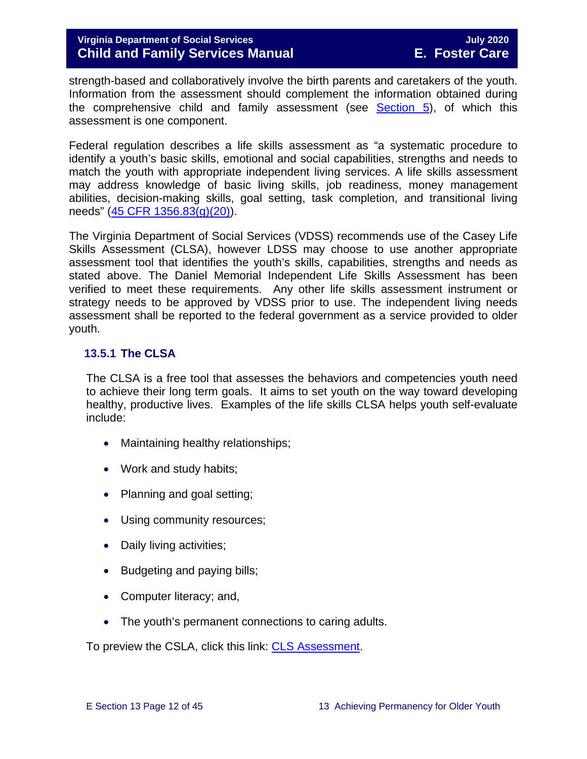strength-based and collaboratively involve the birth parents and caretakers of the youth. Information from the assessment should complement the information obtained during the comprehensive child and family assessment (see [Section 5](#)), of which this assessment is one component.

Federal regulation describes a life skills assessment as "a systematic procedure to identify a youth's basic skills, emotional and social capabilities, strengths and needs to match the youth with appropriate independent living services. A life skills assessment may address knowledge of basic living skills, job readiness, money management abilities, decision-making skills, goal setting, task completion, and transitional living needs" ([45 CFR 1356.83(g)(20)](#)).

The Virginia Department of Social Services (VDSS) recommends use of the Casey Life Skills Assessment (CLSA), however LDSS may choose to use another appropriate assessment tool that identifies the youth's skills, capabilities, strengths and needs as stated above. The Daniel Memorial Independent Life Skills Assessment has been verified to meet these requirements. Any other life skills assessment instrument or strategy needs to be approved by VDSS prior to use. The independent living needs assessment shall be reported to the federal government as a service provided to older youth.

### 13.5.1 The CLSA

The CLSA is a free tool that assesses the behaviors and competencies youth need to achieve their long term goals. It aims to set youth on the way toward developing healthy, productive lives. Examples of the life skills CLSA helps youth self-evaluate include:

- Maintaining healthy relationships;
- Work and study habits;
- Planning and goal setting;
- Using community resources;
- Daily living activities;
- Budgeting and paying bills;
- Computer literacy; and,
- The youth's permanent connections to caring adults.

To preview the CSLA, click this link: [CLS Assessment](#).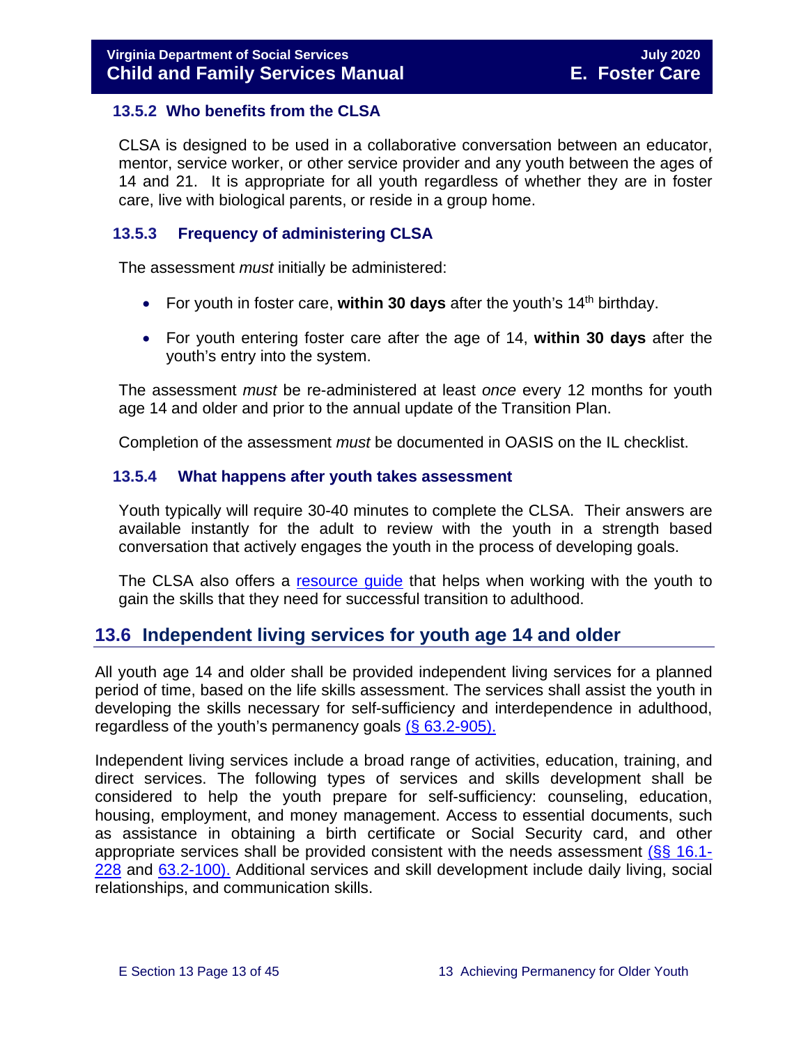### 13.5.2 Who benefits from the CLSA

CLSA is designed to be used in a collaborative conversation between an educator, mentor, service worker, or other service provider and any youth between the ages of 14 and 21. It is appropriate for all youth regardless of whether they are in foster care, live with biological parents, or reside in a group home.

### 13.5.3 Frequency of administering CLSA

The assessment *must* initially be administered:

- For youth in foster care, **within 30 days** after the youth's 14th birthday.
- For youth entering foster care after the age of 14, **within 30 days** after the youth's entry into the system.

The assessment *must* be re-administered at least *once* every 12 months for youth age 14 and older and prior to the annual update of the Transition Plan.

Completion of the assessment *must* be documented in OASIS on the IL checklist.

### 13.5.4 What happens after youth takes assessment

Youth typically will require 30-40 minutes to complete the CLSA. Their answers are available instantly for the adult to review with the youth in a strength based conversation that actively engages the youth in the process of developing goals.

The CLSA also offers a resource guide that helps when working with the youth to gain the skills that they need for successful transition to adulthood.

## 13.6 Independent living services for youth age 14 and older

All youth age 14 and older shall be provided independent living services for a planned period of time, based on the life skills assessment. The services shall assist the youth in developing the skills necessary for self-sufficiency and interdependence in adulthood, regardless of the youth's permanency goals (§ 63.2-905).

Independent living services include a broad range of activities, education, training, and direct services. The following types of services and skills development shall be considered to help the youth prepare for self-sufficiency: counseling, education, housing, employment, and money management. Access to essential documents, such as assistance in obtaining a birth certificate or Social Security card, and other appropriate services shall be provided consistent with the needs assessment (§§ 16.1-228 and 63.2-100). Additional services and skill development include daily living, social relationships, and communication skills.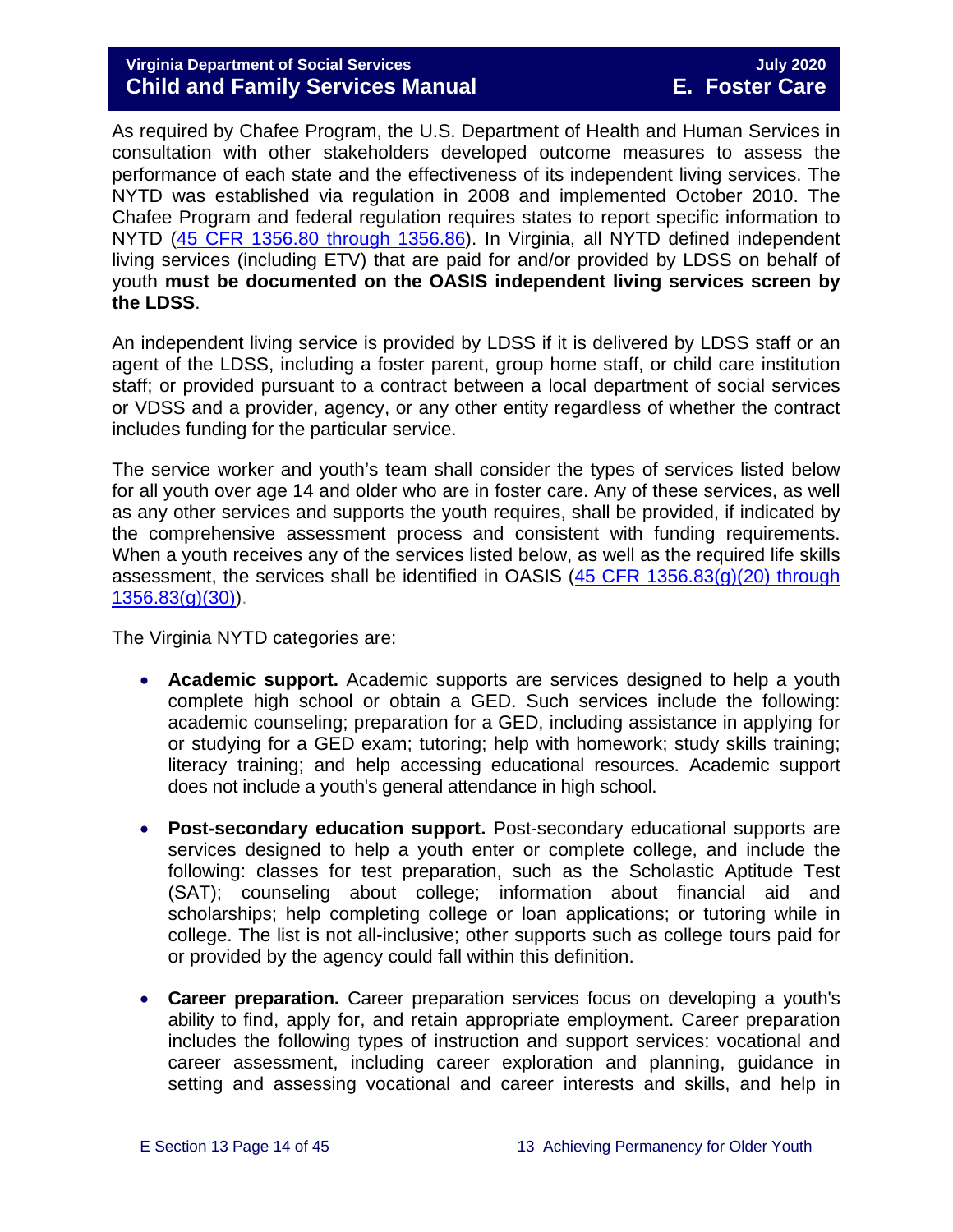As required by Chafee Program, the U.S. Department of Health and Human Services in consultation with other stakeholders developed outcome measures to assess the performance of each state and the effectiveness of its independent living services. The NYTD was established via regulation in 2008 and implemented October 2010. The Chafee Program and federal regulation requires states to report specific information to NYTD ([45 CFR 1356.80 through 1356.86]()). In Virginia, all NYTD defined independent living services (including ETV) that are paid for and/or provided by LDSS on behalf of youth **must be documented on the OASIS independent living services screen by the LDSS**.

An independent living service is provided by LDSS if it is delivered by LDSS staff or an agent of the LDSS, including a foster parent, group home staff, or child care institution staff; or provided pursuant to a contract between a local department of social services or VDSS and a provider, agency, or any other entity regardless of whether the contract includes funding for the particular service.

The service worker and youth's team shall consider the types of services listed below for all youth over age 14 and older who are in foster care. Any of these services, as well as any other services and supports the youth requires, shall be provided, if indicated by the comprehensive assessment process and consistent with funding requirements. When a youth receives any of the services listed below, as well as the required life skills assessment, the services shall be identified in OASIS ([45 CFR 1356.83(g)(20) through 1356.83(g)(30)]()).

The Virginia NYTD categories are:

- **Academic support.** Academic supports are services designed to help a youth complete high school or obtain a GED. Such services include the following: academic counseling; preparation for a GED, including assistance in applying for or studying for a GED exam; tutoring; help with homework; study skills training; literacy training; and help accessing educational resources. Academic support does not include a youth's general attendance in high school.
- **Post-secondary education support.** Post-secondary educational supports are services designed to help a youth enter or complete college, and include the following: classes for test preparation, such as the Scholastic Aptitude Test (SAT); counseling about college; information about financial aid and scholarships; help completing college or loan applications; or tutoring while in college. The list is not all-inclusive; other supports such as college tours paid for or provided by the agency could fall within this definition.
- **Career preparation.** Career preparation services focus on developing a youth's ability to find, apply for, and retain appropriate employment. Career preparation includes the following types of instruction and support services: vocational and career assessment, including career exploration and planning, guidance in setting and assessing vocational and career interests and skills, and help in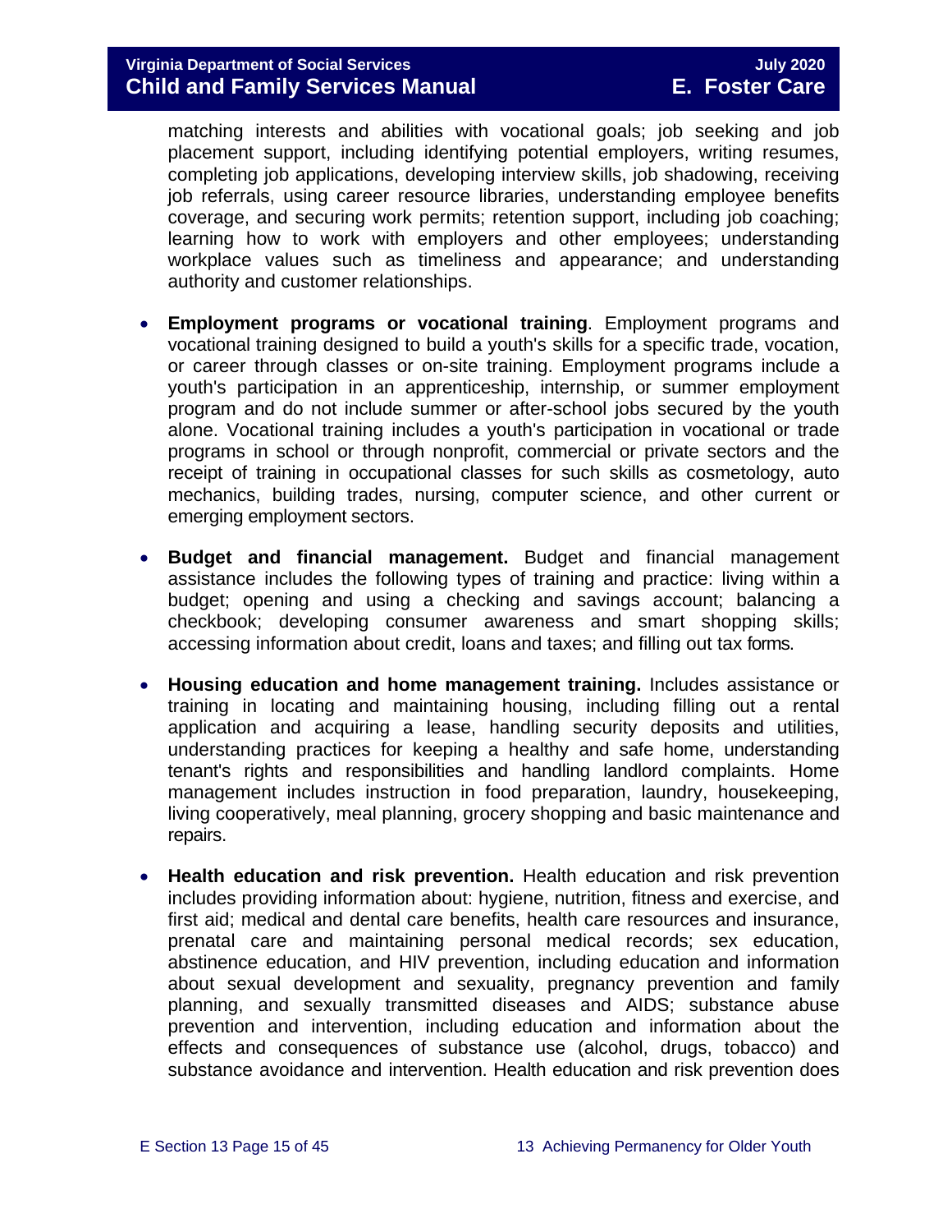matching interests and abilities with vocational goals; job seeking and job placement support, including identifying potential employers, writing resumes, completing job applications, developing interview skills, job shadowing, receiving job referrals, using career resource libraries, understanding employee benefits coverage, and securing work permits; retention support, including job coaching; learning how to work with employers and other employees; understanding workplace values such as timeliness and appearance; and understanding authority and customer relationships.

- **Employment programs or vocational training**. Employment programs and vocational training designed to build a youth's skills for a specific trade, vocation, or career through classes or on-site training. Employment programs include a youth's participation in an apprenticeship, internship, or summer employment program and do not include summer or after-school jobs secured by the youth alone. Vocational training includes a youth's participation in vocational or trade programs in school or through nonprofit, commercial or private sectors and the receipt of training in occupational classes for such skills as cosmetology, auto mechanics, building trades, nursing, computer science, and other current or emerging employment sectors.

- **Budget and financial management.** Budget and financial management assistance includes the following types of training and practice: living within a budget; opening and using a checking and savings account; balancing a checkbook; developing consumer awareness and smart shopping skills; accessing information about credit, loans and taxes; and filling out tax forms.

- **Housing education and home management training.** Includes assistance or training in locating and maintaining housing, including filling out a rental application and acquiring a lease, handling security deposits and utilities, understanding practices for keeping a healthy and safe home, understanding tenant's rights and responsibilities and handling landlord complaints. Home management includes instruction in food preparation, laundry, housekeeping, living cooperatively, meal planning, grocery shopping and basic maintenance and repairs.

- **Health education and risk prevention.** Health education and risk prevention includes providing information about: hygiene, nutrition, fitness and exercise, and first aid; medical and dental care benefits, health care resources and insurance, prenatal care and maintaining personal medical records; sex education, abstinence education, and HIV prevention, including education and information about sexual development and sexuality, pregnancy prevention and family planning, and sexually transmitted diseases and AIDS; substance abuse prevention and intervention, including education and information about the effects and consequences of substance use (alcohol, drugs, tobacco) and substance avoidance and intervention. Health education and risk prevention does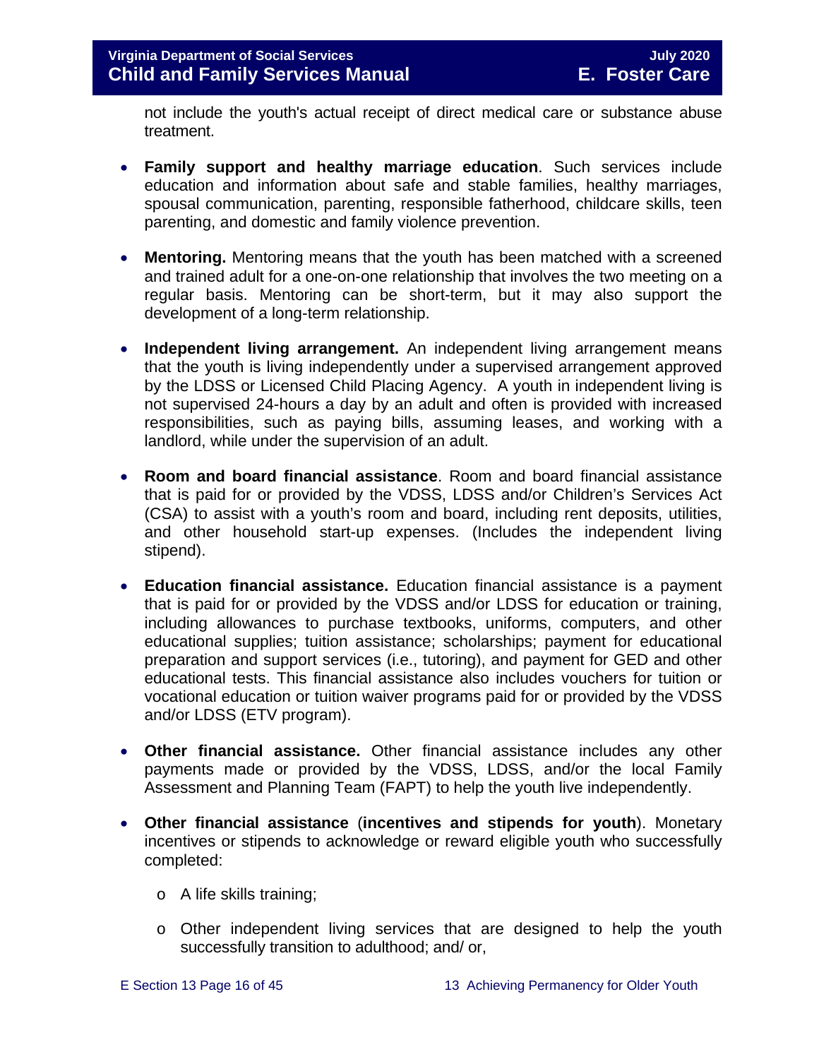not include the youth's actual receipt of direct medical care or substance abuse treatment.

- **Family support and healthy marriage education**. Such services include education and information about safe and stable families, healthy marriages, spousal communication, parenting, responsible fatherhood, childcare skills, teen parenting, and domestic and family violence prevention.

- **Mentoring.** Mentoring means that the youth has been matched with a screened and trained adult for a one-on-one relationship that involves the two meeting on a regular basis. Mentoring can be short-term, but it may also support the development of a long-term relationship.

- **Independent living arrangement.** An independent living arrangement means that the youth is living independently under a supervised arrangement approved by the LDSS or Licensed Child Placing Agency. A youth in independent living is not supervised 24-hours a day by an adult and often is provided with increased responsibilities, such as paying bills, assuming leases, and working with a landlord, while under the supervision of an adult.

- **Room and board financial assistance**. Room and board financial assistance that is paid for or provided by the VDSS, LDSS and/or Children's Services Act (CSA) to assist with a youth's room and board, including rent deposits, utilities, and other household start-up expenses. (Includes the independent living stipend).

- **Education financial assistance.** Education financial assistance is a payment that is paid for or provided by the VDSS and/or LDSS for education or training, including allowances to purchase textbooks, uniforms, computers, and other educational supplies; tuition assistance; scholarships; payment for educational preparation and support services (i.e., tutoring), and payment for GED and other educational tests. This financial assistance also includes vouchers for tuition or vocational education or tuition waiver programs paid for or provided by the VDSS and/or LDSS (ETV program).

- **Other financial assistance.** Other financial assistance includes any other payments made or provided by the VDSS, LDSS, and/or the local Family Assessment and Planning Team (FAPT) to help the youth live independently.

- **Other financial assistance** (**incentives and stipends for youth**). Monetary incentives or stipends to acknowledge or reward eligible youth who successfully completed:

    - A life skills training;

    - Other independent living services that are designed to help the youth successfully transition to adulthood; and/ or,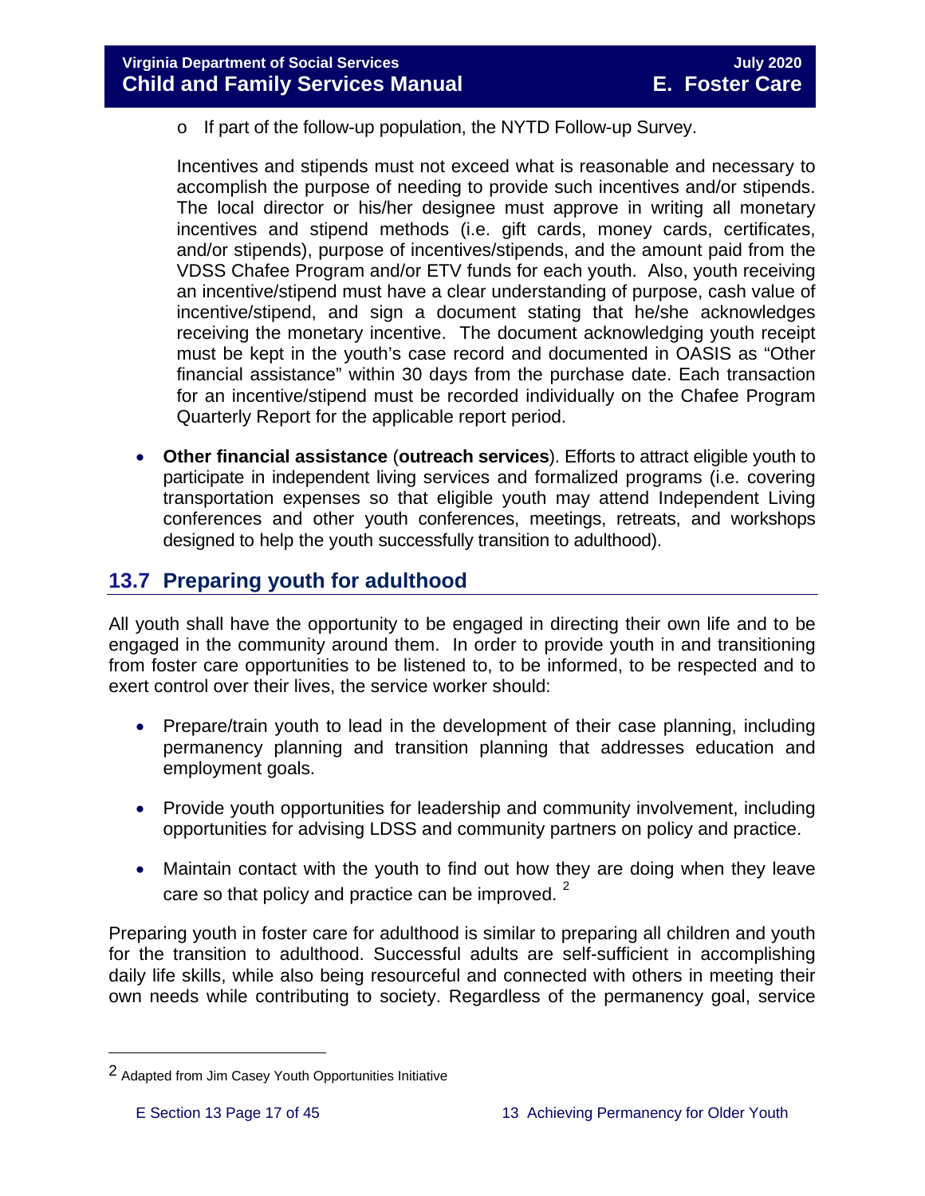- If part of the follow-up population, the NYTD Follow-up Survey.

Incentives and stipends must not exceed what is reasonable and necessary to accomplish the purpose of needing to provide such incentives and/or stipends. The local director or his/her designee must approve in writing all monetary incentives and stipend methods (i.e. gift cards, money cards, certificates, and/or stipends), purpose of incentives/stipends, and the amount paid from the VDSS Chafee Program and/or ETV funds for each youth. Also, youth receiving an incentive/stipend must have a clear understanding of purpose, cash value of incentive/stipend, and sign a document stating that he/she acknowledges receiving the monetary incentive. The document acknowledging youth receipt must be kept in the youth's case record and documented in OASIS as "Other financial assistance" within 30 days from the purchase date. Each transaction for an incentive/stipend must be recorded individually on the Chafee Program Quarterly Report for the applicable report period.

- **Other financial assistance** (**outreach services**). Efforts to attract eligible youth to participate in independent living services and formalized programs (i.e. covering transportation expenses so that eligible youth may attend Independent Living conferences and other youth conferences, meetings, retreats, and workshops designed to help the youth successfully transition to adulthood).

## 13.7 Preparing youth for adulthood

All youth shall have the opportunity to be engaged in directing their own life and to be engaged in the community around them. In order to provide youth in and transitioning from foster care opportunities to be listened to, to be informed, to be respected and to exert control over their lives, the service worker should:

- Prepare/train youth to lead in the development of their case planning, including permanency planning and transition planning that addresses education and employment goals.
- Provide youth opportunities for leadership and community involvement, including opportunities for advising LDSS and community partners on policy and practice.
- Maintain contact with the youth to find out how they are doing when they leave care so that policy and practice can be improved. [2]

Preparing youth in foster care for adulthood is similar to preparing all children and youth for the transition to adulthood. Successful adults are self-sufficient in accomplishing daily life skills, while also being resourceful and connected with others in meeting their own needs while contributing to society. Regardless of the permanency goal, service

[2] Adapted from Jim Casey Youth Opportunities Initiative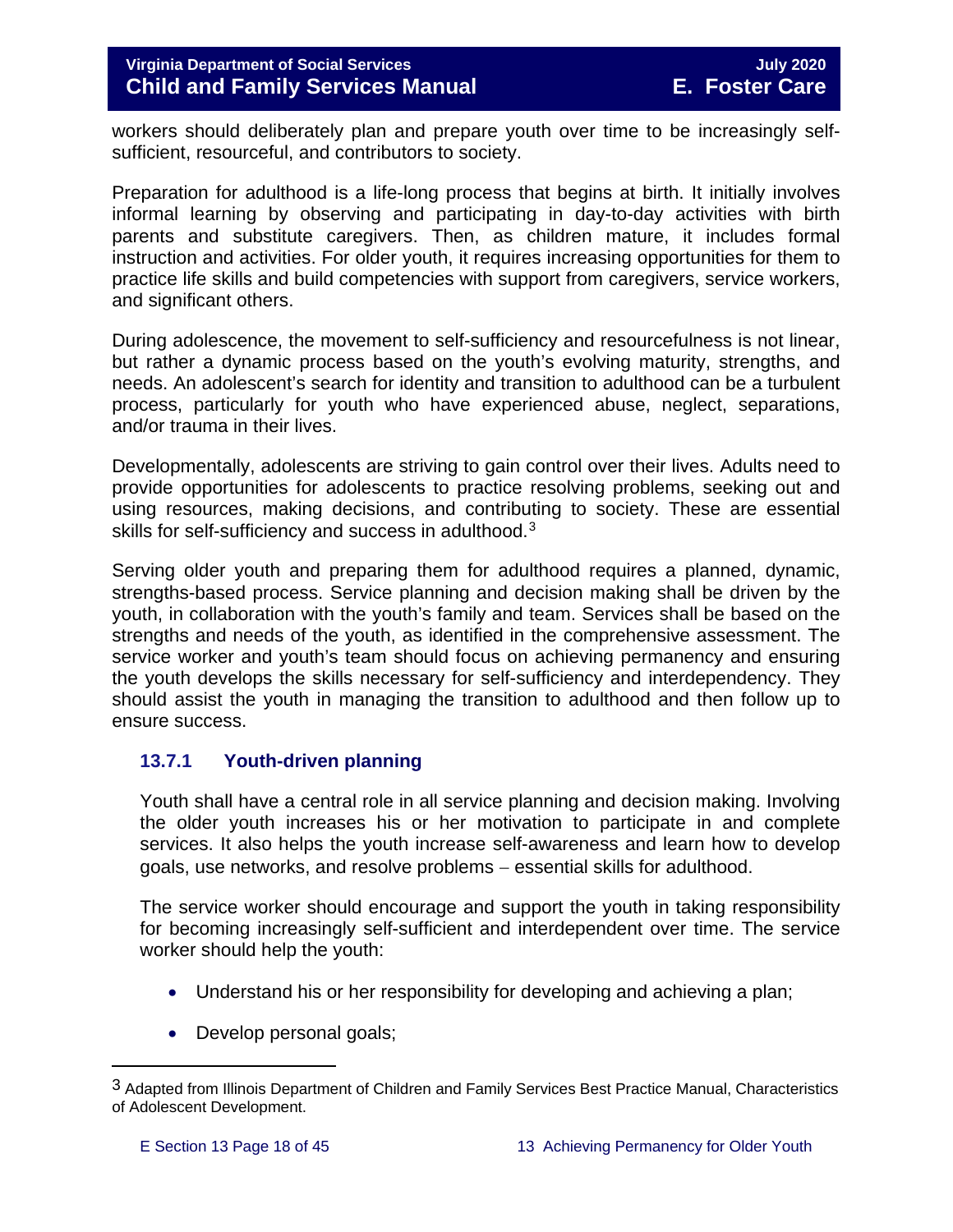workers should deliberately plan and prepare youth over time to be increasingly self-sufficient, resourceful, and contributors to society.

Preparation for adulthood is a life-long process that begins at birth. It initially involves informal learning by observing and participating in day-to-day activities with birth parents and substitute caregivers. Then, as children mature, it includes formal instruction and activities. For older youth, it requires increasing opportunities for them to practice life skills and build competencies with support from caregivers, service workers, and significant others.

During adolescence, the movement to self-sufficiency and resourcefulness is not linear, but rather a dynamic process based on the youth's evolving maturity, strengths, and needs. An adolescent's search for identity and transition to adulthood can be a turbulent process, particularly for youth who have experienced abuse, neglect, separations, and/or trauma in their lives.

Developmentally, adolescents are striving to gain control over their lives. Adults need to provide opportunities for adolescents to practice resolving problems, seeking out and using resources, making decisions, and contributing to society. These are essential skills for self-sufficiency and success in adulthood.[3]

Serving older youth and preparing them for adulthood requires a planned, dynamic, strengths-based process. Service planning and decision making shall be driven by the youth, in collaboration with the youth's family and team. Services shall be based on the strengths and needs of the youth, as identified in the comprehensive assessment. The service worker and youth's team should focus on achieving permanency and ensuring the youth develops the skills necessary for self-sufficiency and interdependency. They should assist the youth in managing the transition to adulthood and then follow up to ensure success.

### 13.7.1 Youth-driven planning

Youth shall have a central role in all service planning and decision making. Involving the older youth increases his or her motivation to participate in and complete services. It also helps the youth increase self-awareness and learn how to develop goals, use networks, and resolve problems – essential skills for adulthood.

The service worker should encourage and support the youth in taking responsibility for becoming increasingly self-sufficient and interdependent over time. The service worker should help the youth:

- Understand his or her responsibility for developing and achieving a plan;
- Develop personal goals;

[3] Adapted from Illinois Department of Children and Family Services Best Practice Manual, Characteristics of Adolescent Development.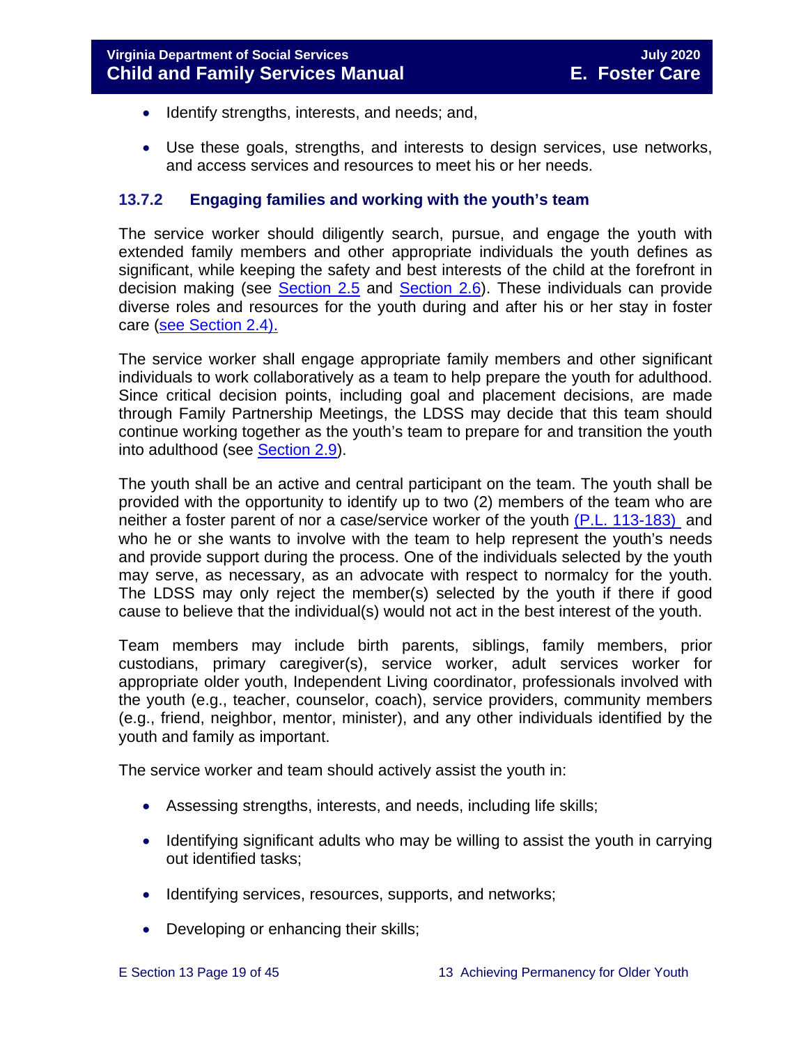- Identify strengths, interests, and needs; and,
- Use these goals, strengths, and interests to design services, use networks, and access services and resources to meet his or her needs.

### 13.7.2 Engaging families and working with the youth's team

The service worker should diligently search, pursue, and engage the youth with extended family members and other appropriate individuals the youth defines as significant, while keeping the safety and best interests of the child at the forefront in decision making (see Section 2.5 and Section 2.6). These individuals can provide diverse roles and resources for the youth during and after his or her stay in foster care (see Section 2.4).

The service worker shall engage appropriate family members and other significant individuals to work collaboratively as a team to help prepare the youth for adulthood. Since critical decision points, including goal and placement decisions, are made through Family Partnership Meetings, the LDSS may decide that this team should continue working together as the youth's team to prepare for and transition the youth into adulthood (see Section 2.9).

The youth shall be an active and central participant on the team. The youth shall be provided with the opportunity to identify up to two (2) members of the team who are neither a foster parent of nor a case/service worker of the youth (P.L. 113-183) and who he or she wants to involve with the team to help represent the youth's needs and provide support during the process. One of the individuals selected by the youth may serve, as necessary, as an advocate with respect to normalcy for the youth. The LDSS may only reject the member(s) selected by the youth if there if good cause to believe that the individual(s) would not act in the best interest of the youth.

Team members may include birth parents, siblings, family members, prior custodians, primary caregiver(s), service worker, adult services worker for appropriate older youth, Independent Living coordinator, professionals involved with the youth (e.g., teacher, counselor, coach), service providers, community members (e.g., friend, neighbor, mentor, minister), and any other individuals identified by the youth and family as important.

The service worker and team should actively assist the youth in:

- Assessing strengths, interests, and needs, including life skills;
- Identifying significant adults who may be willing to assist the youth in carrying out identified tasks;
- Identifying services, resources, supports, and networks;
- Developing or enhancing their skills;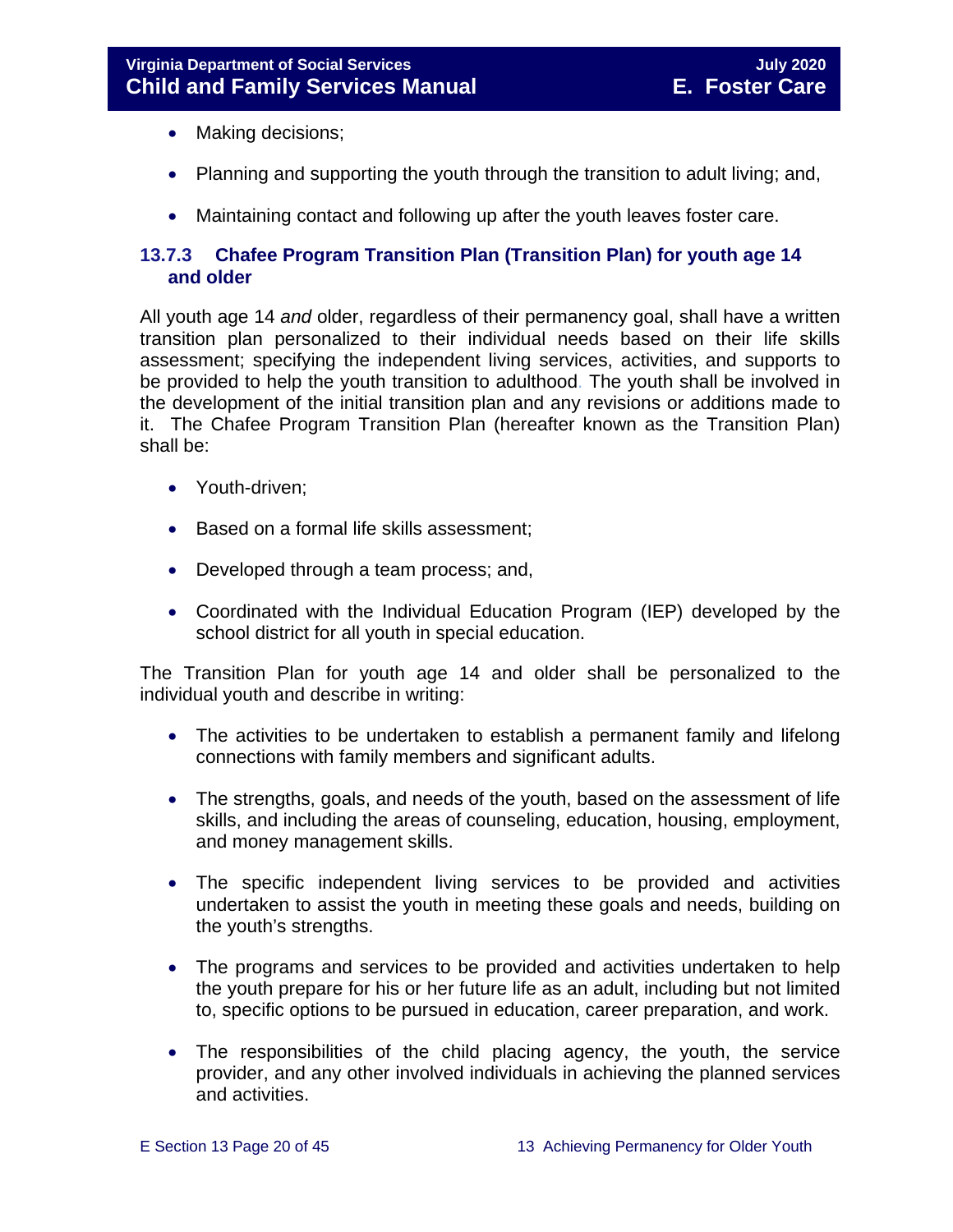- Making decisions;
- Planning and supporting the youth through the transition to adult living; and,
- Maintaining contact and following up after the youth leaves foster care.

### 13.7.3 Chafee Program Transition Plan (Transition Plan) for youth age 14 and older

All youth age 14 *and* older, regardless of their permanency goal, shall have a written transition plan personalized to their individual needs based on their life skills assessment; specifying the independent living services, activities, and supports to be provided to help the youth transition to adulthood. The youth shall be involved in the development of the initial transition plan and any revisions or additions made to it. The Chafee Program Transition Plan (hereafter known as the Transition Plan) shall be:

- Youth-driven;
- Based on a formal life skills assessment;
- Developed through a team process; and,
- Coordinated with the Individual Education Program (IEP) developed by the school district for all youth in special education.

The Transition Plan for youth age 14 and older shall be personalized to the individual youth and describe in writing:

- The activities to be undertaken to establish a permanent family and lifelong connections with family members and significant adults.
- The strengths, goals, and needs of the youth, based on the assessment of life skills, and including the areas of counseling, education, housing, employment, and money management skills.
- The specific independent living services to be provided and activities undertaken to assist the youth in meeting these goals and needs, building on the youth's strengths.
- The programs and services to be provided and activities undertaken to help the youth prepare for his or her future life as an adult, including but not limited to, specific options to be pursued in education, career preparation, and work.
- The responsibilities of the child placing agency, the youth, the service provider, and any other involved individuals in achieving the planned services and activities.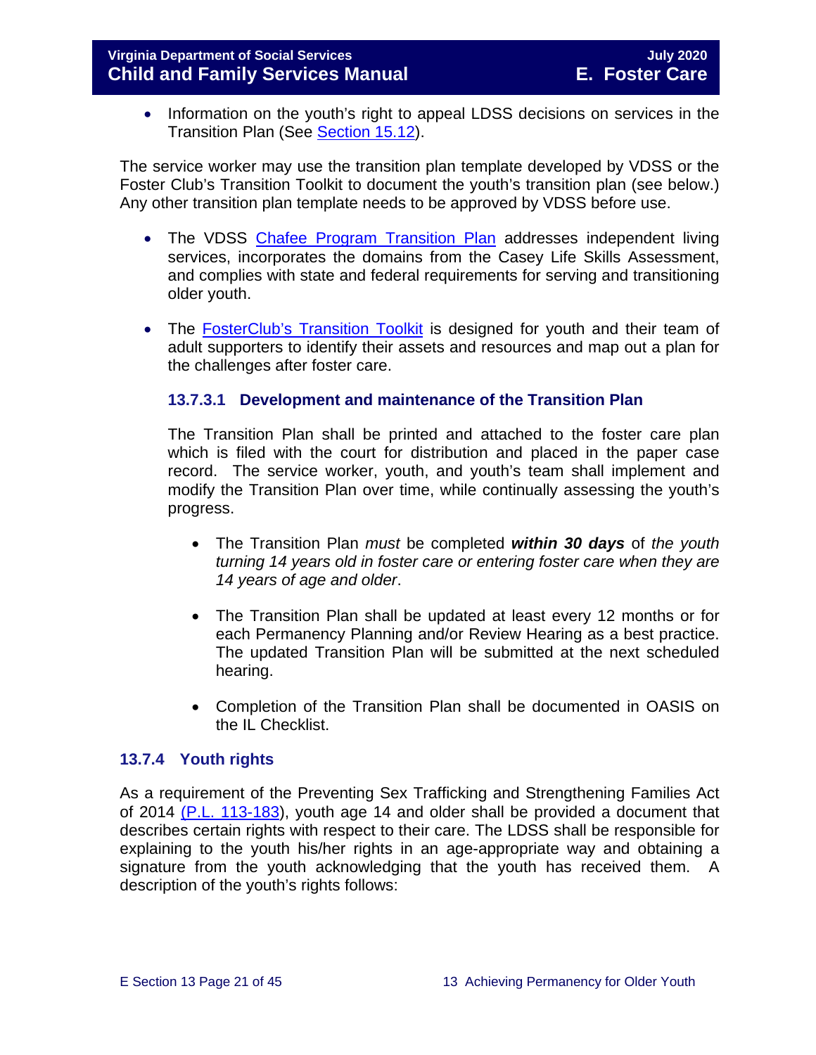- Information on the youth's right to appeal LDSS decisions on services in the Transition Plan (See Section 15.12).

The service worker may use the transition plan template developed by VDSS or the Foster Club's Transition Toolkit to document the youth's transition plan (see below.) Any other transition plan template needs to be approved by VDSS before use.

- The VDSS Chafee Program Transition Plan addresses independent living services, incorporates the domains from the Casey Life Skills Assessment, and complies with state and federal requirements for serving and transitioning older youth.

- The FosterClub's Transition Toolkit is designed for youth and their team of adult supporters to identify their assets and resources and map out a plan for the challenges after foster care.

#### 13.7.3.1 Development and maintenance of the Transition Plan

The Transition Plan shall be printed and attached to the foster care plan which is filed with the court for distribution and placed in the paper case record. The service worker, youth, and youth's team shall implement and modify the Transition Plan over time, while continually assessing the youth's progress.

- The Transition Plan *must* be completed ***within 30 days*** of *the youth turning 14 years old in foster care or entering foster care when they are 14 years of age and older*.

- The Transition Plan shall be updated at least every 12 months or for each Permanency Planning and/or Review Hearing as a best practice. The updated Transition Plan will be submitted at the next scheduled hearing.

- Completion of the Transition Plan shall be documented in OASIS on the IL Checklist.

### 13.7.4 Youth rights

As a requirement of the Preventing Sex Trafficking and Strengthening Families Act of 2014 (P.L. 113-183), youth age 14 and older shall be provided a document that describes certain rights with respect to their care. The LDSS shall be responsible for explaining to the youth his/her rights in an age-appropriate way and obtaining a signature from the youth acknowledging that the youth has received them. A description of the youth's rights follows: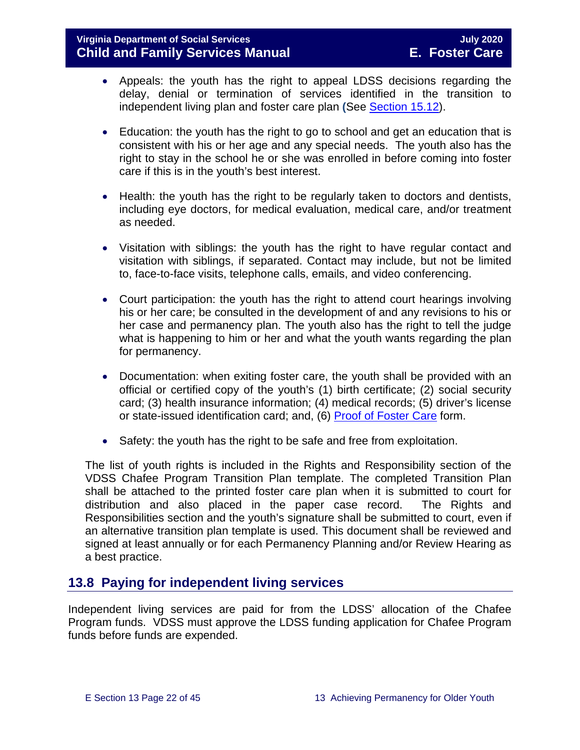- Appeals: the youth has the right to appeal LDSS decisions regarding the delay, denial or termination of services identified in the transition to independent living plan and foster care plan (See Section 15.12).

- Education: the youth has the right to go to school and get an education that is consistent with his or her age and any special needs. The youth also has the right to stay in the school he or she was enrolled in before coming into foster care if this is in the youth's best interest.

- Health: the youth has the right to be regularly taken to doctors and dentists, including eye doctors, for medical evaluation, medical care, and/or treatment as needed.

- Visitation with siblings: the youth has the right to have regular contact and visitation with siblings, if separated. Contact may include, but not be limited to, face-to-face visits, telephone calls, emails, and video conferencing.

- Court participation: the youth has the right to attend court hearings involving his or her care; be consulted in the development of and any revisions to his or her case and permanency plan. The youth also has the right to tell the judge what is happening to him or her and what the youth wants regarding the plan for permanency.

- Documentation: when exiting foster care, the youth shall be provided with an official or certified copy of the youth's (1) birth certificate; (2) social security card; (3) health insurance information; (4) medical records; (5) driver's license or state-issued identification card; and, (6) Proof of Foster Care form.

- Safety: the youth has the right to be safe and free from exploitation.

The list of youth rights is included in the Rights and Responsibility section of the VDSS Chafee Program Transition Plan template. The completed Transition Plan shall be attached to the printed foster care plan when it is submitted to court for distribution and also placed in the paper case record. The Rights and Responsibilities section and the youth's signature shall be submitted to court, even if an alternative transition plan template is used. This document shall be reviewed and signed at least annually or for each Permanency Planning and/or Review Hearing as a best practice.

## 13.8 Paying for independent living services

Independent living services are paid for from the LDSS' allocation of the Chafee Program funds. VDSS must approve the LDSS funding application for Chafee Program funds before funds are expended.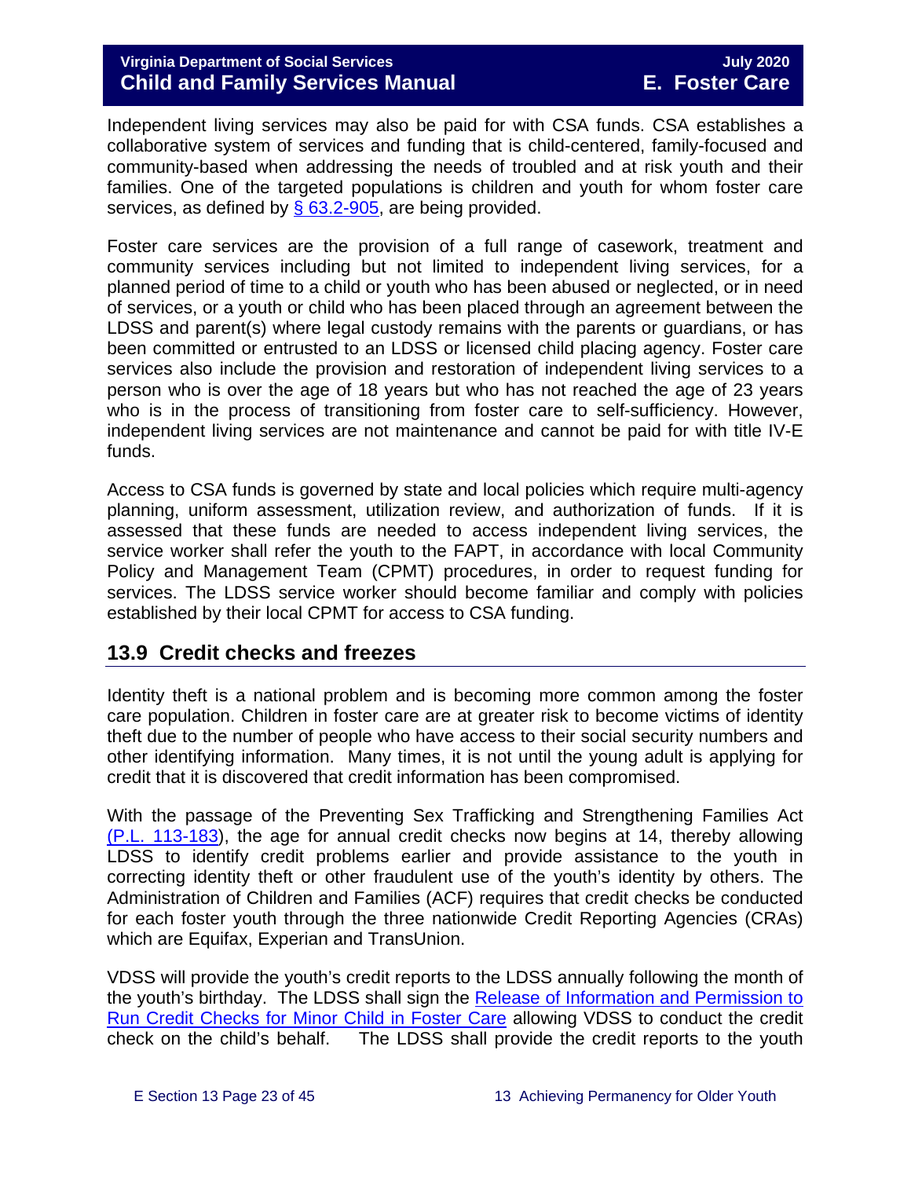Independent living services may also be paid for with CSA funds. CSA establishes a collaborative system of services and funding that is child-centered, family-focused and community-based when addressing the needs of troubled and at risk youth and their families. One of the targeted populations is children and youth for whom foster care services, as defined by [§ 63.2-905](), are being provided.

Foster care services are the provision of a full range of casework, treatment and community services including but not limited to independent living services, for a planned period of time to a child or youth who has been abused or neglected, or in need of services, or a youth or child who has been placed through an agreement between the LDSS and parent(s) where legal custody remains with the parents or guardians, or has been committed or entrusted to an LDSS or licensed child placing agency. Foster care services also include the provision and restoration of independent living services to a person who is over the age of 18 years but who has not reached the age of 23 years who is in the process of transitioning from foster care to self-sufficiency. However, independent living services are not maintenance and cannot be paid for with title IV-E funds.

Access to CSA funds is governed by state and local policies which require multi-agency planning, uniform assessment, utilization review, and authorization of funds. If it is assessed that these funds are needed to access independent living services, the service worker shall refer the youth to the FAPT, in accordance with local Community Policy and Management Team (CPMT) procedures, in order to request funding for services. The LDSS service worker should become familiar and comply with policies established by their local CPMT for access to CSA funding.

## 13.9 Credit checks and freezes

Identity theft is a national problem and is becoming more common among the foster care population. Children in foster care are at greater risk to become victims of identity theft due to the number of people who have access to their social security numbers and other identifying information. Many times, it is not until the young adult is applying for credit that it is discovered that credit information has been compromised.

With the passage of the Preventing Sex Trafficking and Strengthening Families Act (P.L. 113-183), the age for annual credit checks now begins at 14, thereby allowing LDSS to identify credit problems earlier and provide assistance to the youth in correcting identity theft or other fraudulent use of the youth's identity by others. The Administration of Children and Families (ACF) requires that credit checks be conducted for each foster youth through the three nationwide Credit Reporting Agencies (CRAs) which are Equifax, Experian and TransUnion.

VDSS will provide the youth's credit reports to the LDSS annually following the month of the youth's birthday. The LDSS shall sign the Release of Information and Permission to Run Credit Checks for Minor Child in Foster Care allowing VDSS to conduct the credit check on the child's behalf. The LDSS shall provide the credit reports to the youth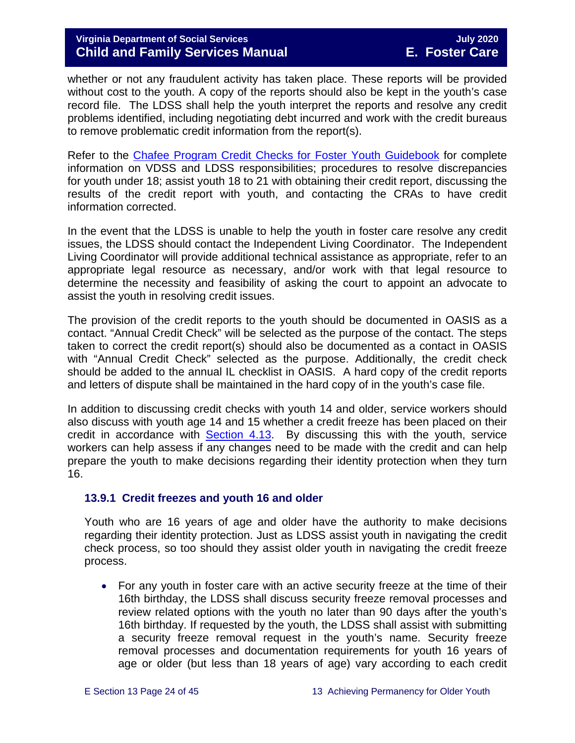whether or not any fraudulent activity has taken place. These reports will be provided without cost to the youth. A copy of the reports should also be kept in the youth's case record file. The LDSS shall help the youth interpret the reports and resolve any credit problems identified, including negotiating debt incurred and work with the credit bureaus to remove problematic credit information from the report(s).

Refer to the Chafee Program Credit Checks for Foster Youth Guidebook for complete information on VDSS and LDSS responsibilities; procedures to resolve discrepancies for youth under 18; assist youth 18 to 21 with obtaining their credit report, discussing the results of the credit report with youth, and contacting the CRAs to have credit information corrected.

In the event that the LDSS is unable to help the youth in foster care resolve any credit issues, the LDSS should contact the Independent Living Coordinator. The Independent Living Coordinator will provide additional technical assistance as appropriate, refer to an appropriate legal resource as necessary, and/or work with that legal resource to determine the necessity and feasibility of asking the court to appoint an advocate to assist the youth in resolving credit issues.

The provision of the credit reports to the youth should be documented in OASIS as a contact. "Annual Credit Check" will be selected as the purpose of the contact. The steps taken to correct the credit report(s) should also be documented as a contact in OASIS with "Annual Credit Check" selected as the purpose. Additionally, the credit check should be added to the annual IL checklist in OASIS. A hard copy of the credit reports and letters of dispute shall be maintained in the hard copy of in the youth's case file.

In addition to discussing credit checks with youth 14 and older, service workers should also discuss with youth age 14 and 15 whether a credit freeze has been placed on their credit in accordance with Section 4.13. By discussing this with the youth, service workers can help assess if any changes need to be made with the credit and can help prepare the youth to make decisions regarding their identity protection when they turn 16.

### 13.9.1 Credit freezes and youth 16 and older

Youth who are 16 years of age and older have the authority to make decisions regarding their identity protection. Just as LDSS assist youth in navigating the credit check process, so too should they assist older youth in navigating the credit freeze process.

- For any youth in foster care with an active security freeze at the time of their 16th birthday, the LDSS shall discuss security freeze removal processes and review related options with the youth no later than 90 days after the youth's 16th birthday. If requested by the youth, the LDSS shall assist with submitting a security freeze removal request in the youth's name. Security freeze removal processes and documentation requirements for youth 16 years of age or older (but less than 18 years of age) vary according to each credit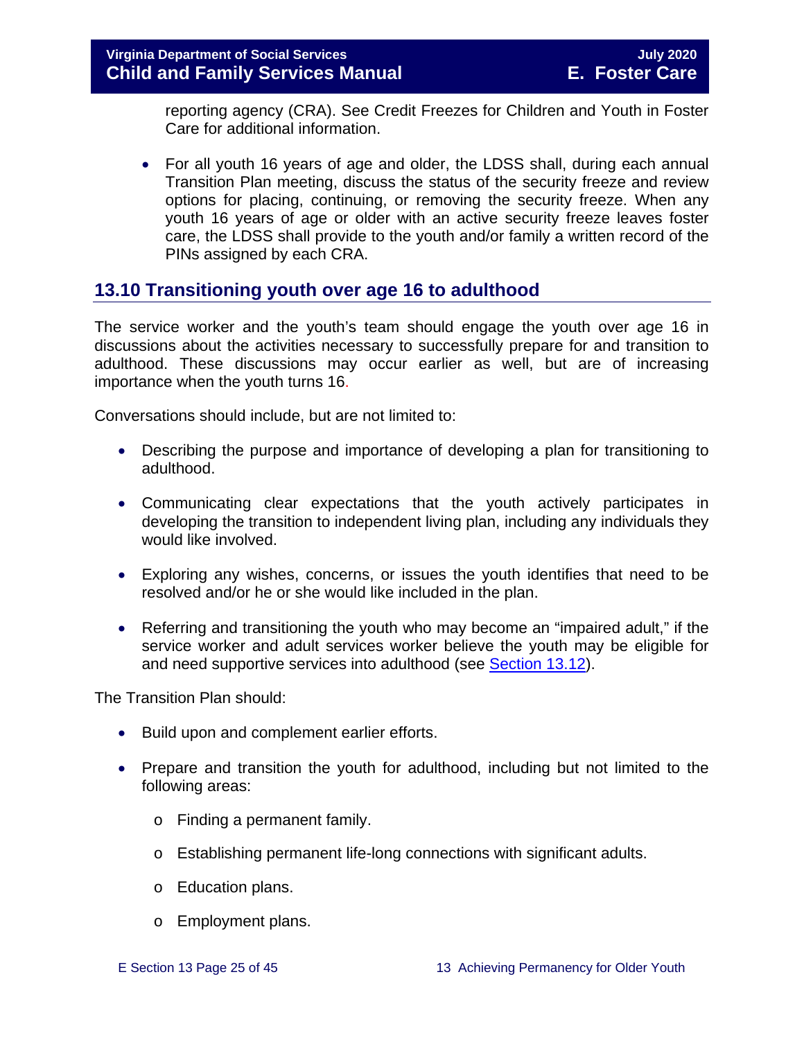reporting agency (CRA). See Credit Freezes for Children and Youth in Foster Care for additional information.

- For all youth 16 years of age and older, the LDSS shall, during each annual Transition Plan meeting, discuss the status of the security freeze and review options for placing, continuing, or removing the security freeze. When any youth 16 years of age or older with an active security freeze leaves foster care, the LDSS shall provide to the youth and/or family a written record of the PINs assigned by each CRA.

## 13.10 Transitioning youth over age 16 to adulthood

The service worker and the youth's team should engage the youth over age 16 in discussions about the activities necessary to successfully prepare for and transition to adulthood. These discussions may occur earlier as well, but are of increasing importance when the youth turns 16.

Conversations should include, but are not limited to:

- Describing the purpose and importance of developing a plan for transitioning to adulthood.
- Communicating clear expectations that the youth actively participates in developing the transition to independent living plan, including any individuals they would like involved.
- Exploring any wishes, concerns, or issues the youth identifies that need to be resolved and/or he or she would like included in the plan.
- Referring and transitioning the youth who may become an "impaired adult," if the service worker and adult services worker believe the youth may be eligible for and need supportive services into adulthood (see Section 13.12).

The Transition Plan should:

- Build upon and complement earlier efforts.
- Prepare and transition the youth for adulthood, including but not limited to the following areas:
  - Finding a permanent family.
  - Establishing permanent life-long connections with significant adults.
  - Education plans.
  - Employment plans.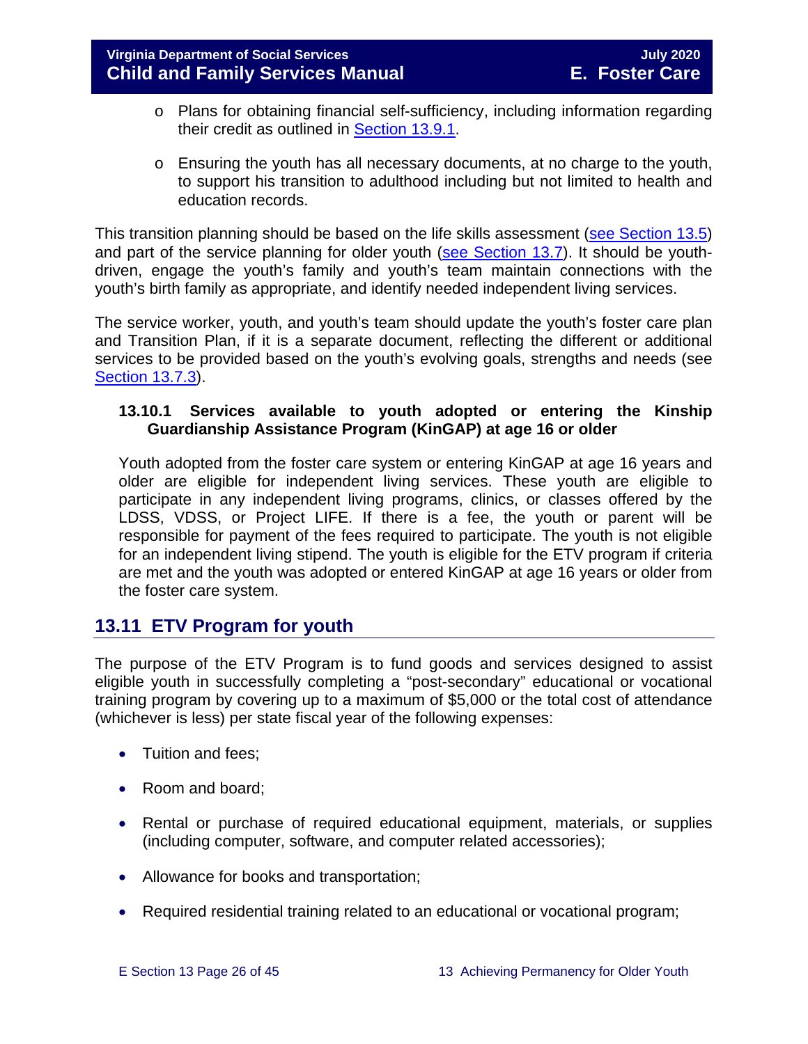- Plans for obtaining financial self-sufficiency, including information regarding their credit as outlined in Section 13.9.1.
- Ensuring the youth has all necessary documents, at no charge to the youth, to support his transition to adulthood including but not limited to health and education records.

This transition planning should be based on the life skills assessment (see Section 13.5) and part of the service planning for older youth (see Section 13.7). It should be youth-driven, engage the youth's family and youth's team maintain connections with the youth's birth family as appropriate, and identify needed independent living services.

The service worker, youth, and youth's team should update the youth's foster care plan and Transition Plan, if it is a separate document, reflecting the different or additional services to be provided based on the youth's evolving goals, strengths and needs (see Section 13.7.3).

### 13.10.1 Services available to youth adopted or entering the Kinship Guardianship Assistance Program (KinGAP) at age 16 or older

Youth adopted from the foster care system or entering KinGAP at age 16 years and older are eligible for independent living services. These youth are eligible to participate in any independent living programs, clinics, or classes offered by the LDSS, VDSS, or Project LIFE. If there is a fee, the youth or parent will be responsible for payment of the fees required to participate. The youth is not eligible for an independent living stipend. The youth is eligible for the ETV program if criteria are met and the youth was adopted or entered KinGAP at age 16 years or older from the foster care system.

## 13.11 ETV Program for youth

The purpose of the ETV Program is to fund goods and services designed to assist eligible youth in successfully completing a "post-secondary" educational or vocational training program by covering up to a maximum of $5,000 or the total cost of attendance (whichever is less) per state fiscal year of the following expenses:

- Tuition and fees;
- Room and board;
- Rental or purchase of required educational equipment, materials, or supplies (including computer, software, and computer related accessories);
- Allowance for books and transportation;
- Required residential training related to an educational or vocational program;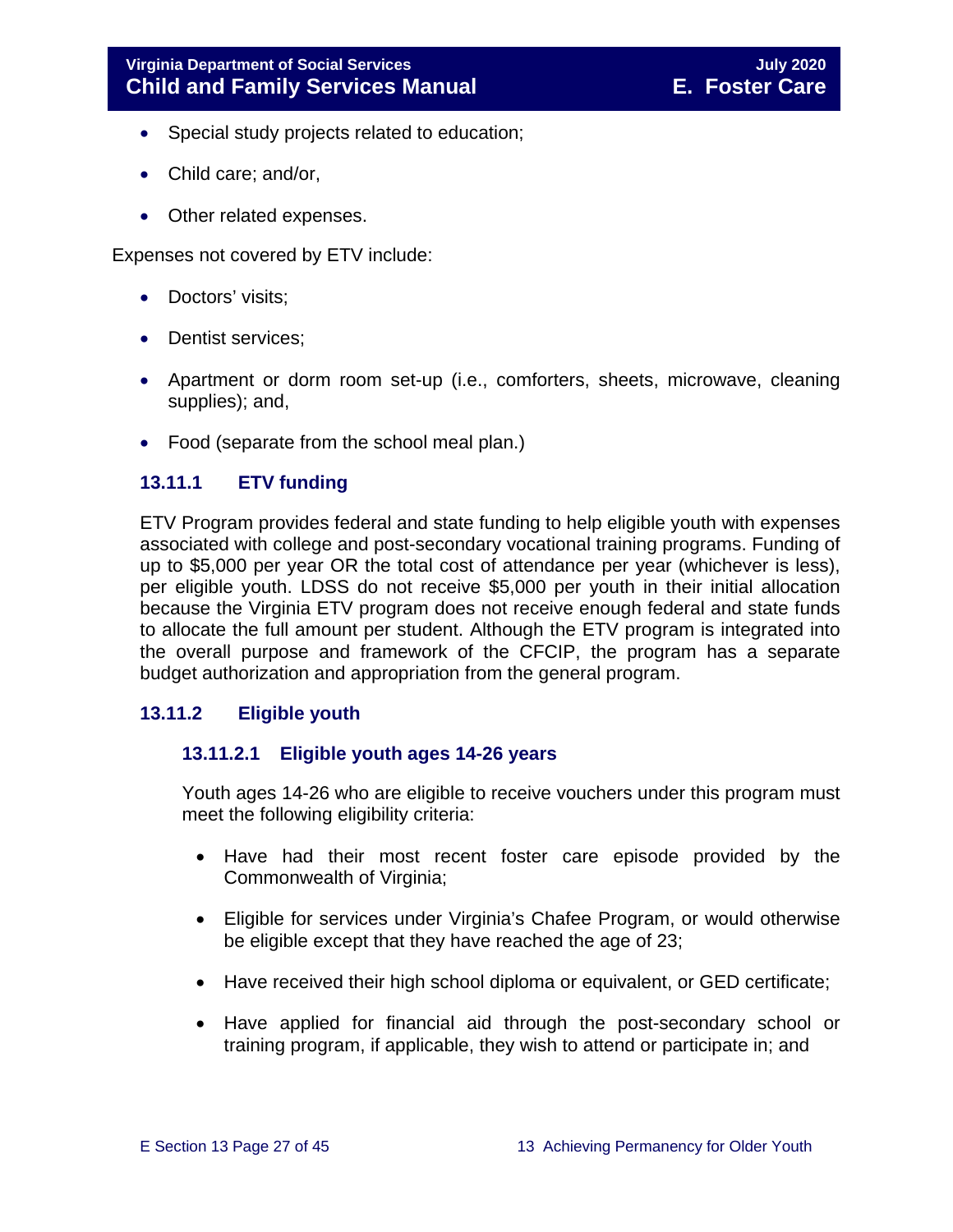- Special study projects related to education;
- Child care; and/or,
- Other related expenses.

Expenses not covered by ETV include:

- Doctors' visits;
- Dentist services;
- Apartment or dorm room set-up (i.e., comforters, sheets, microwave, cleaning supplies); and,
- Food (separate from the school meal plan.)

### 13.11.1 ETV funding

ETV Program provides federal and state funding to help eligible youth with expenses associated with college and post-secondary vocational training programs. Funding of up to $5,000 per year OR the total cost of attendance per year (whichever is less), per eligible youth. LDSS do not receive $5,000 per youth in their initial allocation because the Virginia ETV program does not receive enough federal and state funds to allocate the full amount per student. Although the ETV program is integrated into the overall purpose and framework of the CFCIP, the program has a separate budget authorization and appropriation from the general program.

### 13.11.2 Eligible youth

#### 13.11.2.1 Eligible youth ages 14-26 years

Youth ages 14-26 who are eligible to receive vouchers under this program must meet the following eligibility criteria:

- Have had their most recent foster care episode provided by the Commonwealth of Virginia;
- Eligible for services under Virginia's Chafee Program, or would otherwise be eligible except that they have reached the age of 23;
- Have received their high school diploma or equivalent, or GED certificate;
- Have applied for financial aid through the post-secondary school or training program, if applicable, they wish to attend or participate in; and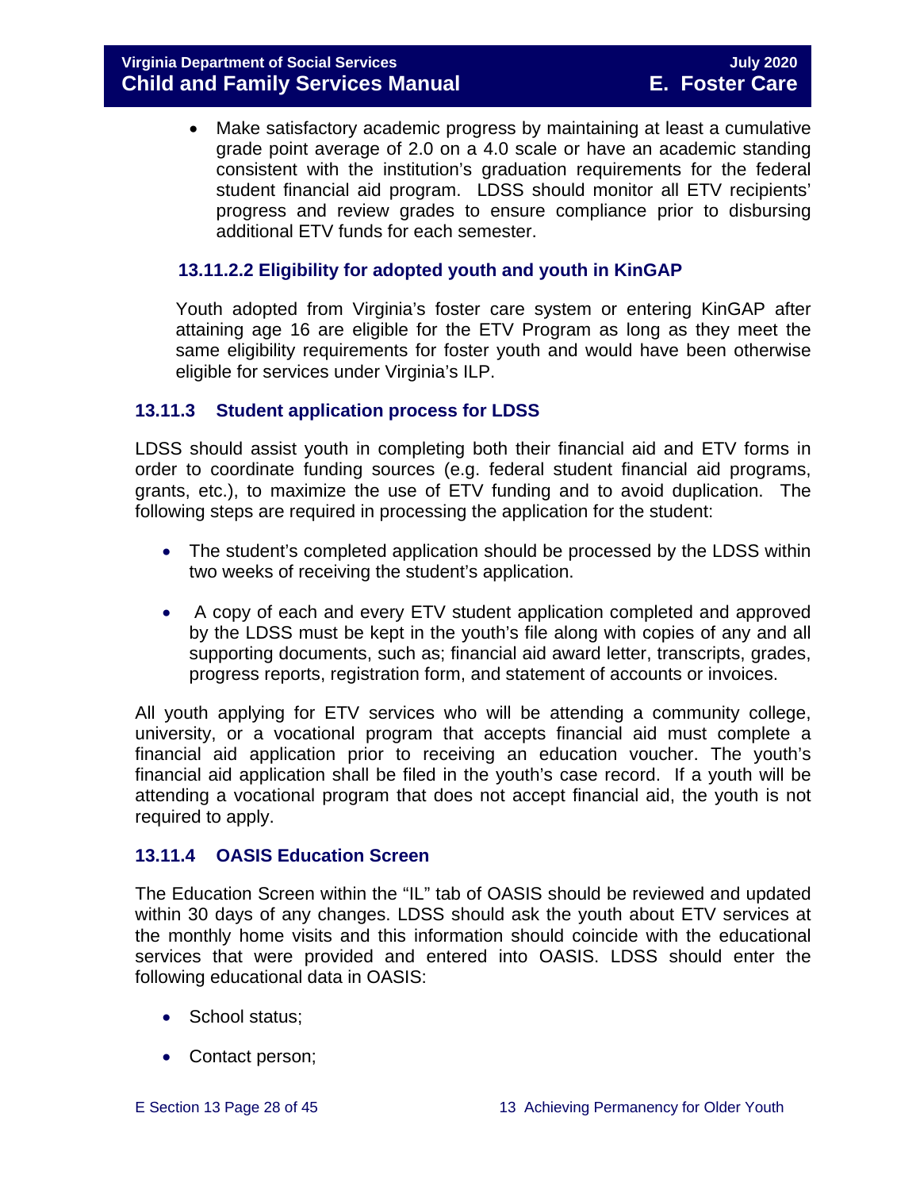- Make satisfactory academic progress by maintaining at least a cumulative grade point average of 2.0 on a 4.0 scale or have an academic standing consistent with the institution's graduation requirements for the federal student financial aid program. LDSS should monitor all ETV recipients' progress and review grades to ensure compliance prior to disbursing additional ETV funds for each semester.

#### 13.11.2.2 Eligibility for adopted youth and youth in KinGAP

Youth adopted from Virginia's foster care system or entering KinGAP after attaining age 16 are eligible for the ETV Program as long as they meet the same eligibility requirements for foster youth and would have been otherwise eligible for services under Virginia's ILP.

### 13.11.3 Student application process for LDSS

LDSS should assist youth in completing both their financial aid and ETV forms in order to coordinate funding sources (e.g. federal student financial aid programs, grants, etc.), to maximize the use of ETV funding and to avoid duplication. The following steps are required in processing the application for the student:

- The student's completed application should be processed by the LDSS within two weeks of receiving the student's application.
- A copy of each and every ETV student application completed and approved by the LDSS must be kept in the youth's file along with copies of any and all supporting documents, such as; financial aid award letter, transcripts, grades, progress reports, registration form, and statement of accounts or invoices.

All youth applying for ETV services who will be attending a community college, university, or a vocational program that accepts financial aid must complete a financial aid application prior to receiving an education voucher. The youth's financial aid application shall be filed in the youth's case record. If a youth will be attending a vocational program that does not accept financial aid, the youth is not required to apply.

### 13.11.4 OASIS Education Screen

The Education Screen within the "IL" tab of OASIS should be reviewed and updated within 30 days of any changes. LDSS should ask the youth about ETV services at the monthly home visits and this information should coincide with the educational services that were provided and entered into OASIS. LDSS should enter the following educational data in OASIS:

- School status;
- Contact person;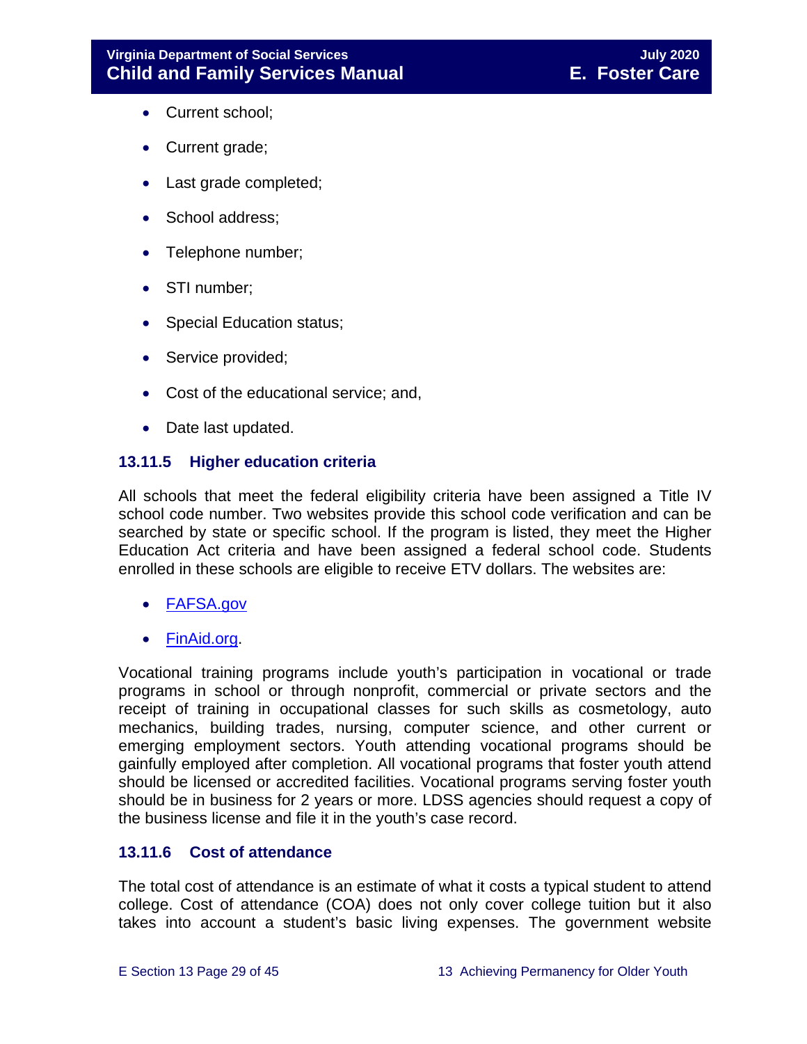- Current school;
- Current grade;
- Last grade completed;
- School address;
- Telephone number;
- STI number;
- Special Education status;
- Service provided;
- Cost of the educational service; and,
- Date last updated.

### 13.11.5 Higher education criteria

All schools that meet the federal eligibility criteria have been assigned a Title IV school code number. Two websites provide this school code verification and can be searched by state or specific school. If the program is listed, they meet the Higher Education Act criteria and have been assigned a federal school code. Students enrolled in these schools are eligible to receive ETV dollars. The websites are:

- [FAFSA.gov](FAFSA.gov)
- [FinAid.org](FinAid.org).

Vocational training programs include youth's participation in vocational or trade programs in school or through nonprofit, commercial or private sectors and the receipt of training in occupational classes for such skills as cosmetology, auto mechanics, building trades, nursing, computer science, and other current or emerging employment sectors. Youth attending vocational programs should be gainfully employed after completion. All vocational programs that foster youth attend should be licensed or accredited facilities. Vocational programs serving foster youth should be in business for 2 years or more. LDSS agencies should request a copy of the business license and file it in the youth's case record.

### 13.11.6 Cost of attendance

The total cost of attendance is an estimate of what it costs a typical student to attend college. Cost of attendance (COA) does not only cover college tuition but it also takes into account a student's basic living expenses. The government website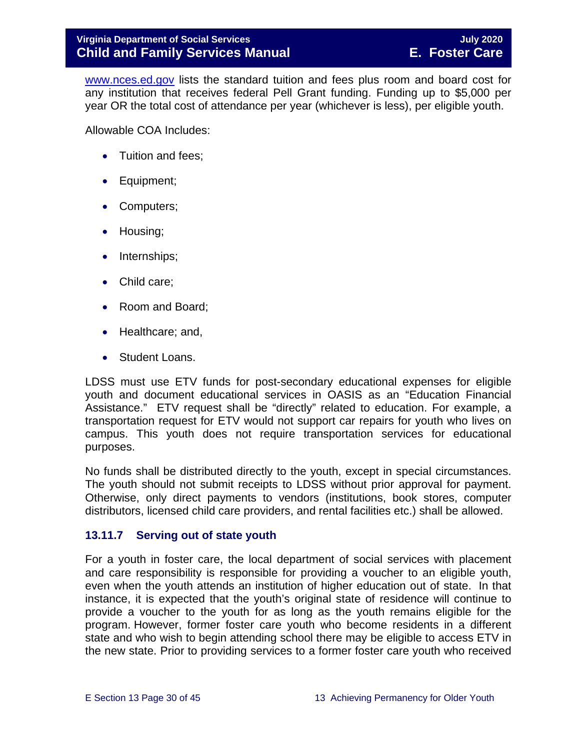www.nces.ed.gov lists the standard tuition and fees plus room and board cost for any institution that receives federal Pell Grant funding. Funding up to $5,000 per year OR the total cost of attendance per year (whichever is less), per eligible youth.

Allowable COA Includes:

- Tuition and fees;
- Equipment;
- Computers;
- Housing;
- Internships;
- Child care;
- Room and Board;
- Healthcare; and,
- Student Loans.

LDSS must use ETV funds for post-secondary educational expenses for eligible youth and document educational services in OASIS as an "Education Financial Assistance." ETV request shall be "directly" related to education. For example, a transportation request for ETV would not support car repairs for youth who lives on campus. This youth does not require transportation services for educational purposes.

No funds shall be distributed directly to the youth, except in special circumstances. The youth should not submit receipts to LDSS without prior approval for payment. Otherwise, only direct payments to vendors (institutions, book stores, computer distributors, licensed child care providers, and rental facilities etc.) shall be allowed.

### 13.11.7 Serving out of state youth

For a youth in foster care, the local department of social services with placement and care responsibility is responsible for providing a voucher to an eligible youth, even when the youth attends an institution of higher education out of state. In that instance, it is expected that the youth's original state of residence will continue to provide a voucher to the youth for as long as the youth remains eligible for the program. However, former foster care youth who become residents in a different state and who wish to begin attending school there may be eligible to access ETV in the new state. Prior to providing services to a former foster care youth who received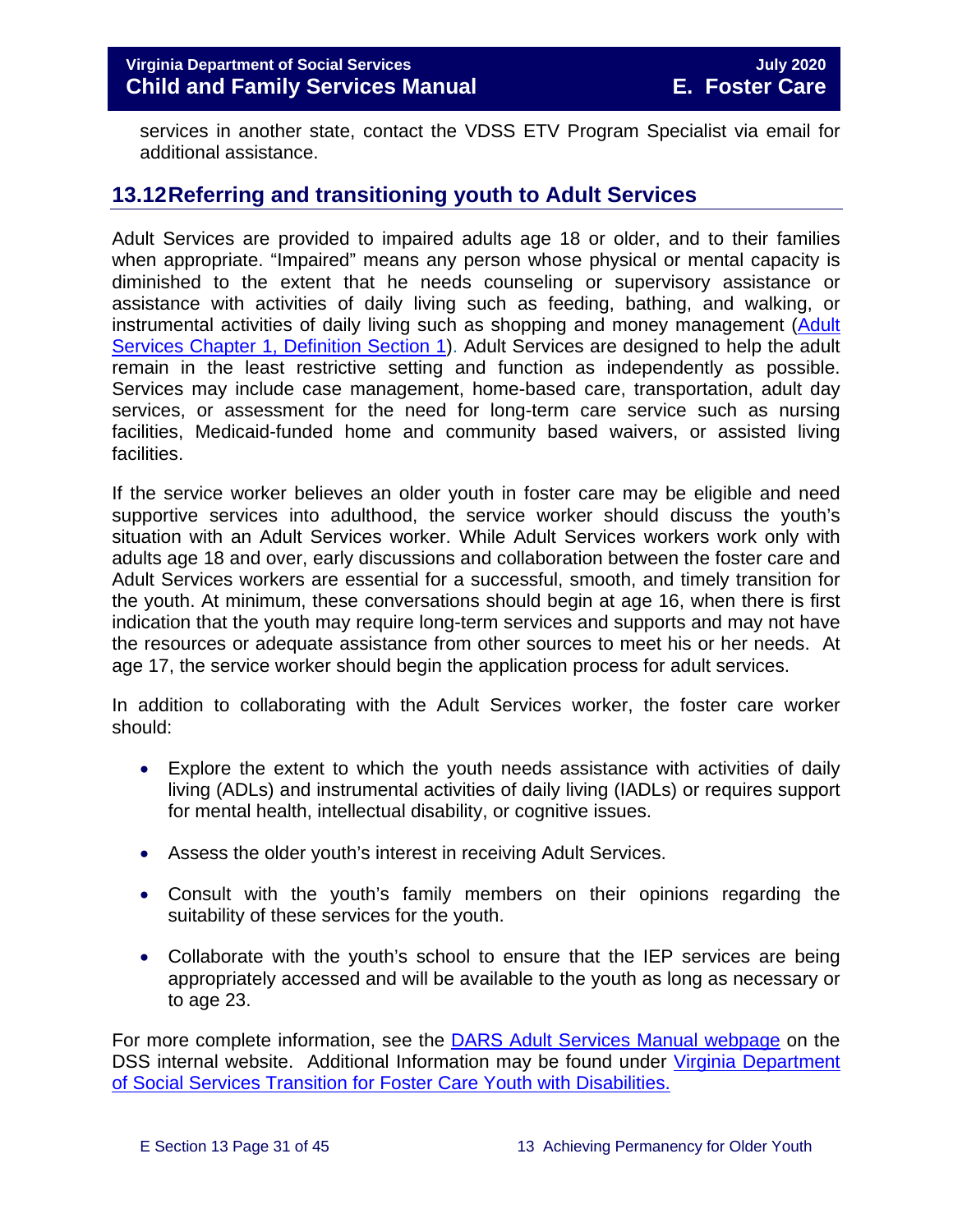services in another state, contact the VDSS ETV Program Specialist via email for additional assistance.

## 13.12 Referring and transitioning youth to Adult Services

Adult Services are provided to impaired adults age 18 or older, and to their families when appropriate. "Impaired" means any person whose physical or mental capacity is diminished to the extent that he needs counseling or supervisory assistance or assistance with activities of daily living such as feeding, bathing, and walking, or instrumental activities of daily living such as shopping and money management (Adult Services Chapter 1, Definition Section 1). Adult Services are designed to help the adult remain in the least restrictive setting and function as independently as possible. Services may include case management, home-based care, transportation, adult day services, or assessment for the need for long-term care service such as nursing facilities, Medicaid-funded home and community based waivers, or assisted living facilities.

If the service worker believes an older youth in foster care may be eligible and need supportive services into adulthood, the service worker should discuss the youth's situation with an Adult Services worker. While Adult Services workers work only with adults age 18 and over, early discussions and collaboration between the foster care and Adult Services workers are essential for a successful, smooth, and timely transition for the youth. At minimum, these conversations should begin at age 16, when there is first indication that the youth may require long-term services and supports and may not have the resources or adequate assistance from other sources to meet his or her needs. At age 17, the service worker should begin the application process for adult services.

In addition to collaborating with the Adult Services worker, the foster care worker should:

- Explore the extent to which the youth needs assistance with activities of daily living (ADLs) and instrumental activities of daily living (IADLs) or requires support for mental health, intellectual disability, or cognitive issues.
- Assess the older youth's interest in receiving Adult Services.
- Consult with the youth's family members on their opinions regarding the suitability of these services for the youth.
- Collaborate with the youth's school to ensure that the IEP services are being appropriately accessed and will be available to the youth as long as necessary or to age 23.

For more complete information, see the DARS Adult Services Manual webpage on the DSS internal website. Additional Information may be found under Virginia Department of Social Services Transition for Foster Care Youth with Disabilities.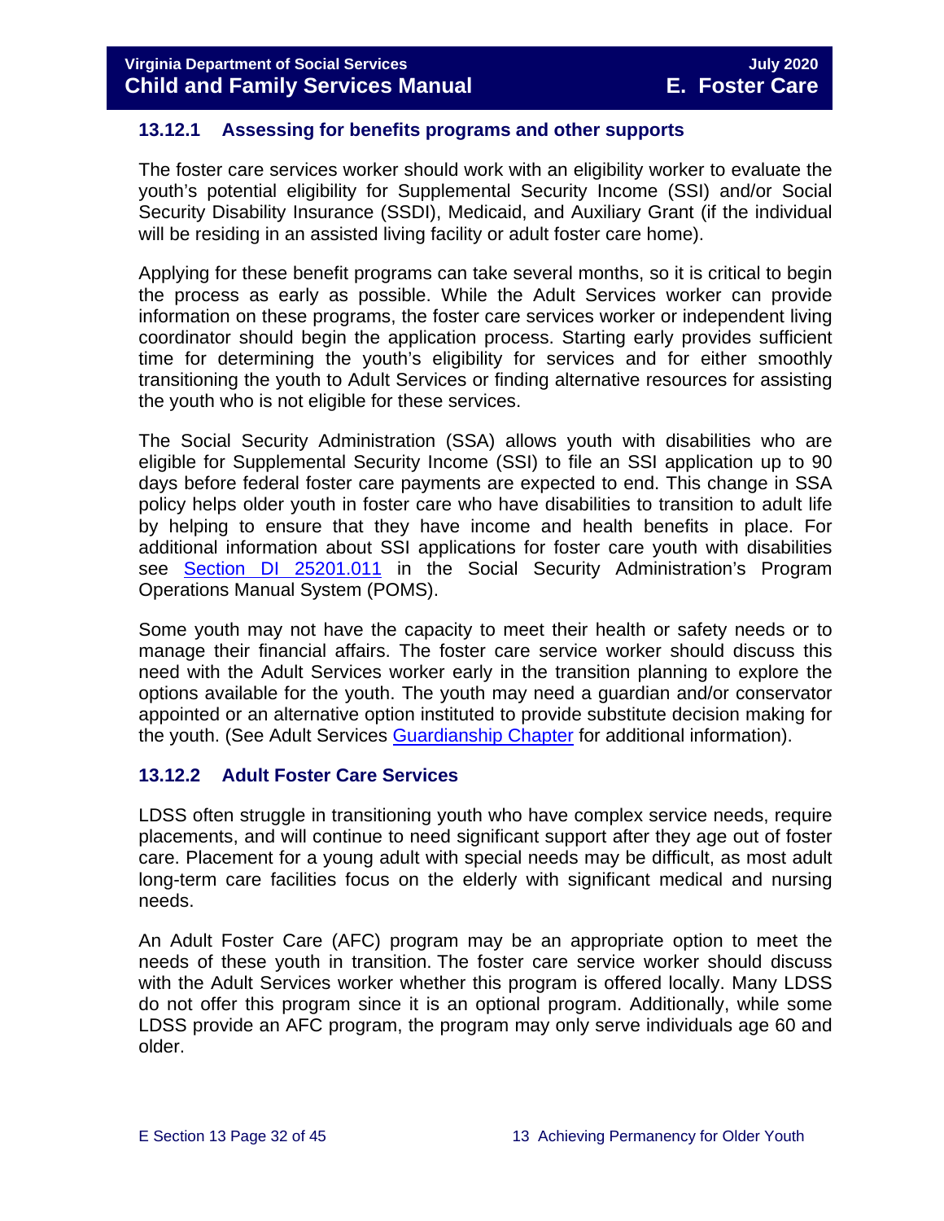### 13.12.1 Assessing for benefits programs and other supports

The foster care services worker should work with an eligibility worker to evaluate the youth's potential eligibility for Supplemental Security Income (SSI) and/or Social Security Disability Insurance (SSDI), Medicaid, and Auxiliary Grant (if the individual will be residing in an assisted living facility or adult foster care home).

Applying for these benefit programs can take several months, so it is critical to begin the process as early as possible. While the Adult Services worker can provide information on these programs, the foster care services worker or independent living coordinator should begin the application process. Starting early provides sufficient time for determining the youth's eligibility for services and for either smoothly transitioning the youth to Adult Services or finding alternative resources for assisting the youth who is not eligible for these services.

The Social Security Administration (SSA) allows youth with disabilities who are eligible for Supplemental Security Income (SSI) to file an SSI application up to 90 days before federal foster care payments are expected to end. This change in SSA policy helps older youth in foster care who have disabilities to transition to adult life by helping to ensure that they have income and health benefits in place. For additional information about SSI applications for foster care youth with disabilities see Section DI 25201.011 in the Social Security Administration's Program Operations Manual System (POMS).

Some youth may not have the capacity to meet their health or safety needs or to manage their financial affairs. The foster care service worker should discuss this need with the Adult Services worker early in the transition planning to explore the options available for the youth. The youth may need a guardian and/or conservator appointed or an alternative option instituted to provide substitute decision making for the youth. (See Adult Services Guardianship Chapter for additional information).

### 13.12.2 Adult Foster Care Services

LDSS often struggle in transitioning youth who have complex service needs, require placements, and will continue to need significant support after they age out of foster care. Placement for a young adult with special needs may be difficult, as most adult long-term care facilities focus on the elderly with significant medical and nursing needs.

An Adult Foster Care (AFC) program may be an appropriate option to meet the needs of these youth in transition. The foster care service worker should discuss with the Adult Services worker whether this program is offered locally. Many LDSS do not offer this program since it is an optional program. Additionally, while some LDSS provide an AFC program, the program may only serve individuals age 60 and older.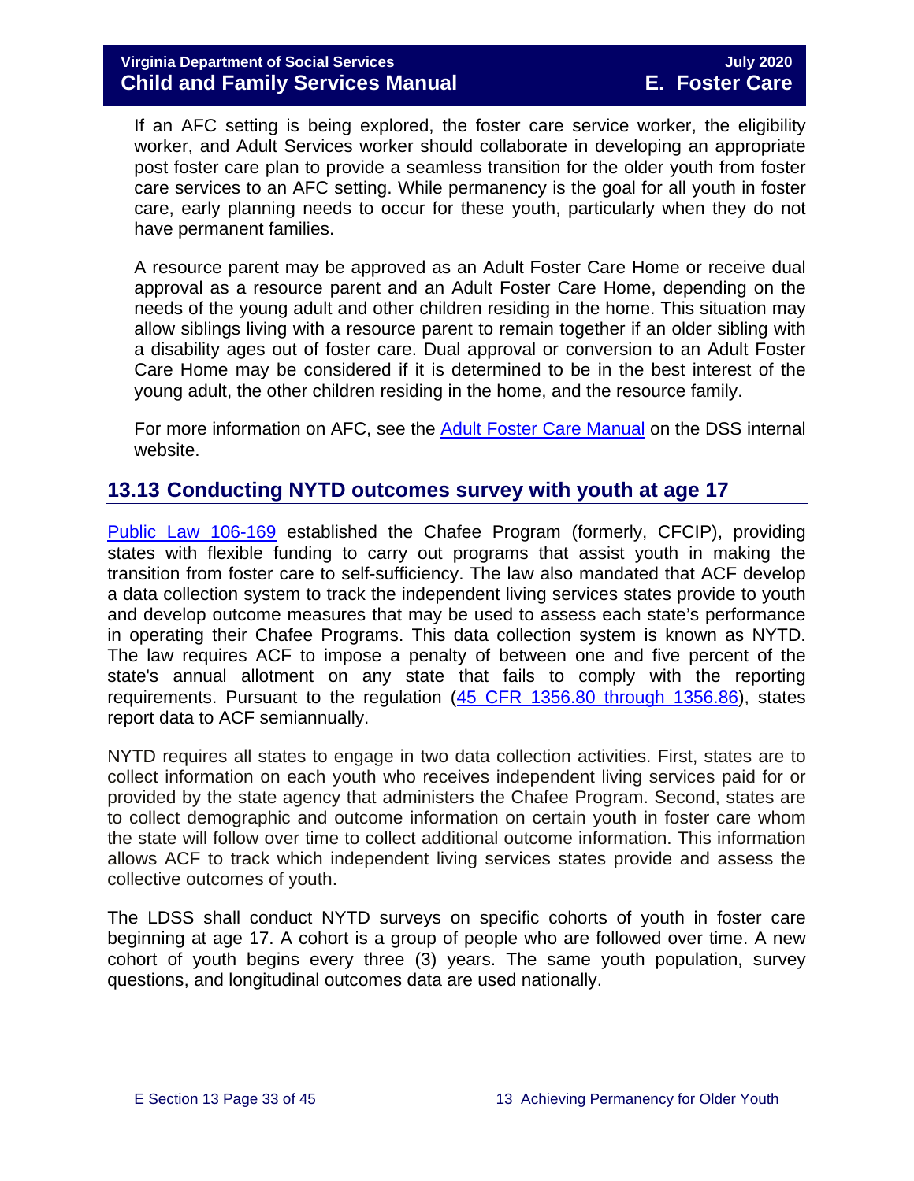If an AFC setting is being explored, the foster care service worker, the eligibility worker, and Adult Services worker should collaborate in developing an appropriate post foster care plan to provide a seamless transition for the older youth from foster care services to an AFC setting. While permanency is the goal for all youth in foster care, early planning needs to occur for these youth, particularly when they do not have permanent families.

A resource parent may be approved as an Adult Foster Care Home or receive dual approval as a resource parent and an Adult Foster Care Home, depending on the needs of the young adult and other children residing in the home. This situation may allow siblings living with a resource parent to remain together if an older sibling with a disability ages out of foster care. Dual approval or conversion to an Adult Foster Care Home may be considered if it is determined to be in the best interest of the young adult, the other children residing in the home, and the resource family.

For more information on AFC, see the Adult Foster Care Manual on the DSS internal website.

## 13.13 Conducting NYTD outcomes survey with youth at age 17

Public Law 106-169 established the Chafee Program (formerly, CFCIP), providing states with flexible funding to carry out programs that assist youth in making the transition from foster care to self-sufficiency. The law also mandated that ACF develop a data collection system to track the independent living services states provide to youth and develop outcome measures that may be used to assess each state's performance in operating their Chafee Programs. This data collection system is known as NYTD. The law requires ACF to impose a penalty of between one and five percent of the state's annual allotment on any state that fails to comply with the reporting requirements. Pursuant to the regulation (45 CFR 1356.80 through 1356.86), states report data to ACF semiannually.

NYTD requires all states to engage in two data collection activities. First, states are to collect information on each youth who receives independent living services paid for or provided by the state agency that administers the Chafee Program. Second, states are to collect demographic and outcome information on certain youth in foster care whom the state will follow over time to collect additional outcome information. This information allows ACF to track which independent living services states provide and assess the collective outcomes of youth.

The LDSS shall conduct NYTD surveys on specific cohorts of youth in foster care beginning at age 17. A cohort is a group of people who are followed over time. A new cohort of youth begins every three (3) years. The same youth population, survey questions, and longitudinal outcomes data are used nationally.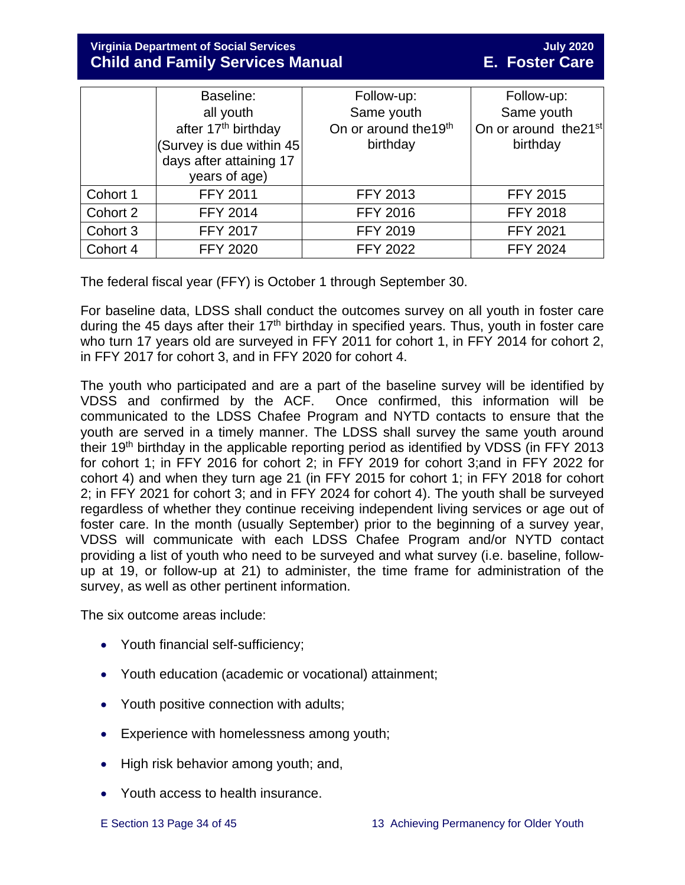| | Baseline: all youth after 17th birthday (Survey is due within 45 days after attaining 17 years of age) | Follow-up: Same youth On or around the19th birthday | Follow-up: Same youth On or around the21st birthday |
|---|---|---|---|
| Cohort 1 | FFY 2011 | FFY 2013 | FFY 2015 |
| Cohort 2 | FFY 2014 | FFY 2016 | FFY 2018 |
| Cohort 3 | FFY 2017 | FFY 2019 | FFY 2021 |
| Cohort 4 | FFY 2020 | FFY 2022 | FFY 2024 |

The federal fiscal year (FFY) is October 1 through September 30.

For baseline data, LDSS shall conduct the outcomes survey on all youth in foster care during the 45 days after their 17th birthday in specified years. Thus, youth in foster care who turn 17 years old are surveyed in FFY 2011 for cohort 1, in FFY 2014 for cohort 2, in FFY 2017 for cohort 3, and in FFY 2020 for cohort 4.

The youth who participated and are a part of the baseline survey will be identified by VDSS and confirmed by the ACF. Once confirmed, this information will be communicated to the LDSS Chafee Program and NYTD contacts to ensure that the youth are served in a timely manner. The LDSS shall survey the same youth around their 19th birthday in the applicable reporting period as identified by VDSS (in FFY 2013 for cohort 1; in FFY 2016 for cohort 2; in FFY 2019 for cohort 3;and in FFY 2022 for cohort 4) and when they turn age 21 (in FFY 2015 for cohort 1; in FFY 2018 for cohort 2; in FFY 2021 for cohort 3; and in FFY 2024 for cohort 4). The youth shall be surveyed regardless of whether they continue receiving independent living services or age out of foster care. In the month (usually September) prior to the beginning of a survey year, VDSS will communicate with each LDSS Chafee Program and/or NYTD contact providing a list of youth who need to be surveyed and what survey (i.e. baseline, follow-up at 19, or follow-up at 21) to administer, the time frame for administration of the survey, as well as other pertinent information.

The six outcome areas include:

- Youth financial self-sufficiency;
- Youth education (academic or vocational) attainment;
- Youth positive connection with adults;
- Experience with homelessness among youth;
- High risk behavior among youth; and,
- Youth access to health insurance.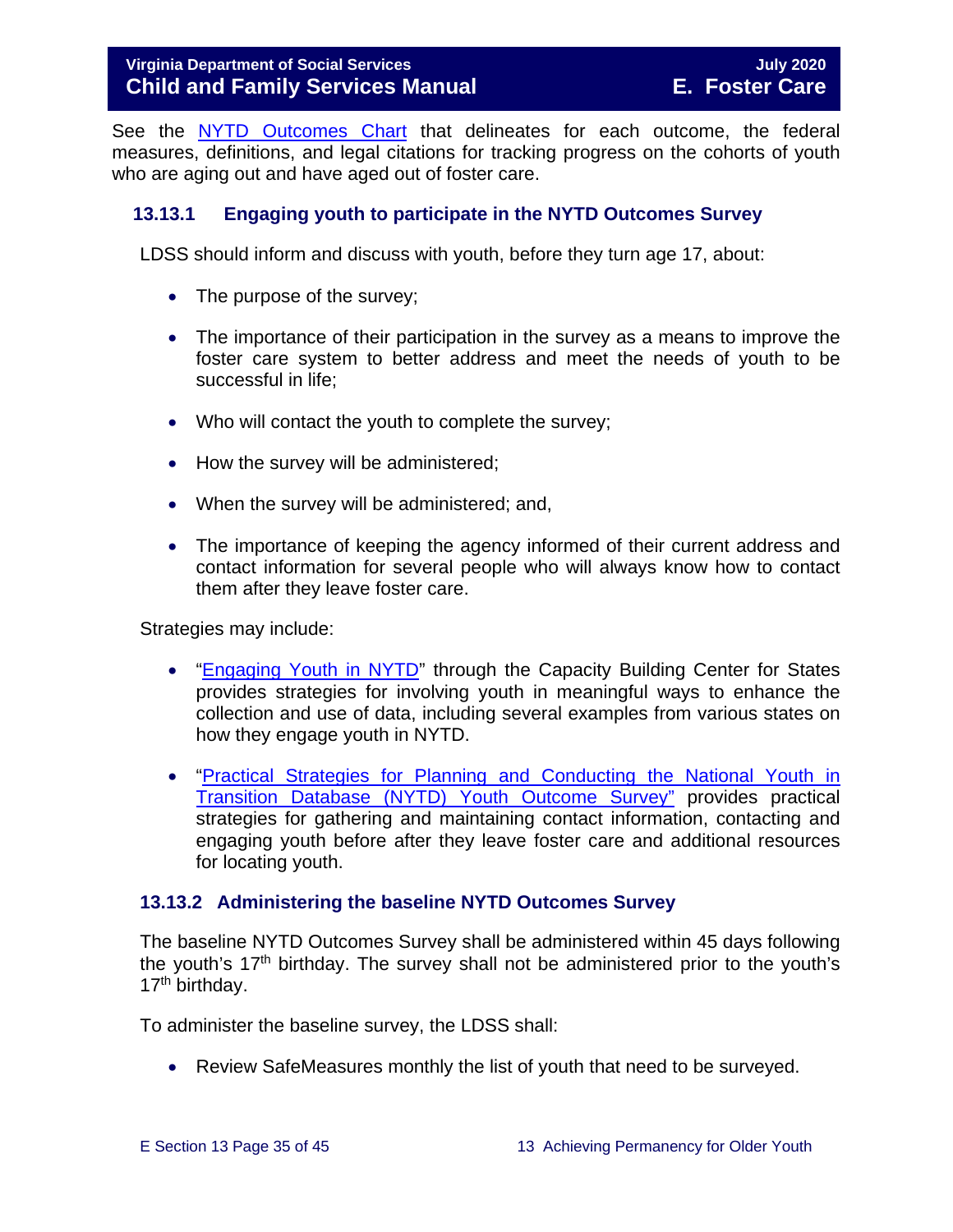See the [NYTD Outcomes Chart] that delineates for each outcome, the federal measures, definitions, and legal citations for tracking progress on the cohorts of youth who are aging out and have aged out of foster care.

### 13.13.1 Engaging youth to participate in the NYTD Outcomes Survey

LDSS should inform and discuss with youth, before they turn age 17, about:

- The purpose of the survey;
- The importance of their participation in the survey as a means to improve the foster care system to better address and meet the needs of youth to be successful in life;
- Who will contact the youth to complete the survey;
- How the survey will be administered;
- When the survey will be administered; and,
- The importance of keeping the agency informed of their current address and contact information for several people who will always know how to contact them after they leave foster care.

Strategies may include:

- "[Engaging Youth in NYTD]" through the Capacity Building Center for States provides strategies for involving youth in meaningful ways to enhance the collection and use of data, including several examples from various states on how they engage youth in NYTD.
- "[Practical Strategies for Planning and Conducting the National Youth in Transition Database (NYTD) Youth Outcome Survey"] provides practical strategies for gathering and maintaining contact information, contacting and engaging youth before after they leave foster care and additional resources for locating youth.

### 13.13.2 Administering the baseline NYTD Outcomes Survey

The baseline NYTD Outcomes Survey shall be administered within 45 days following the youth's 17th birthday. The survey shall not be administered prior to the youth's 17th birthday.

To administer the baseline survey, the LDSS shall:

- Review SafeMeasures monthly the list of youth that need to be surveyed.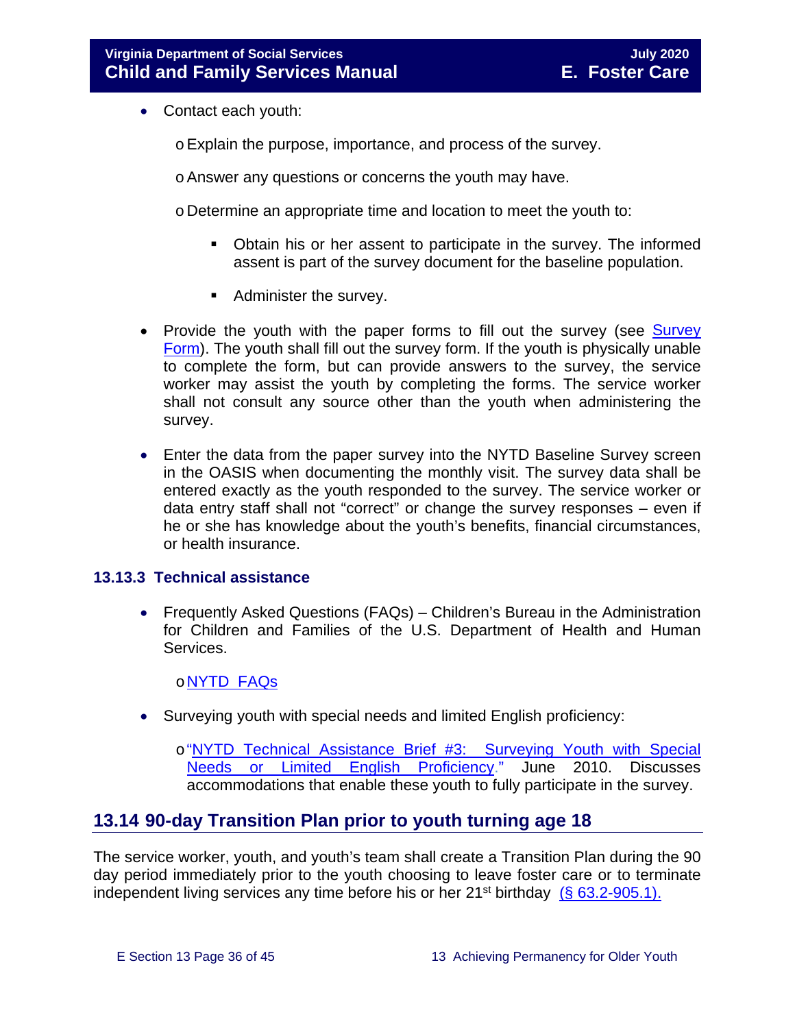- Contact each youth:
  - Explain the purpose, importance, and process of the survey.
  - Answer any questions or concerns the youth may have.
  - Determine an appropriate time and location to meet the youth to:
    - Obtain his or her assent to participate in the survey. The informed assent is part of the survey document for the baseline population.
    - Administer the survey.
- Provide the youth with the paper forms to fill out the survey (see Survey Form). The youth shall fill out the survey form. If the youth is physically unable to complete the form, but can provide answers to the survey, the service worker may assist the youth by completing the forms. The service worker shall not consult any source other than the youth when administering the survey.
- Enter the data from the paper survey into the NYTD Baseline Survey screen in the OASIS when documenting the monthly visit. The survey data shall be entered exactly as the youth responded to the survey. The service worker or data entry staff shall not "correct" or change the survey responses – even if he or she has knowledge about the youth's benefits, financial circumstances, or health insurance.

### 13.13.3 Technical assistance

- Frequently Asked Questions (FAQs) – Children's Bureau in the Administration for Children and Families of the U.S. Department of Health and Human Services.
  - NYTD FAQs
- Surveying youth with special needs and limited English proficiency:
  - "NYTD Technical Assistance Brief #3: Surveying Youth with Special Needs or Limited English Proficiency." June 2010. Discusses accommodations that enable these youth to fully participate in the survey.

## 13.14 90-day Transition Plan prior to youth turning age 18

The service worker, youth, and youth's team shall create a Transition Plan during the 90 day period immediately prior to the youth choosing to leave foster care or to terminate independent living services any time before his or her 21st birthday (§ 63.2-905.1).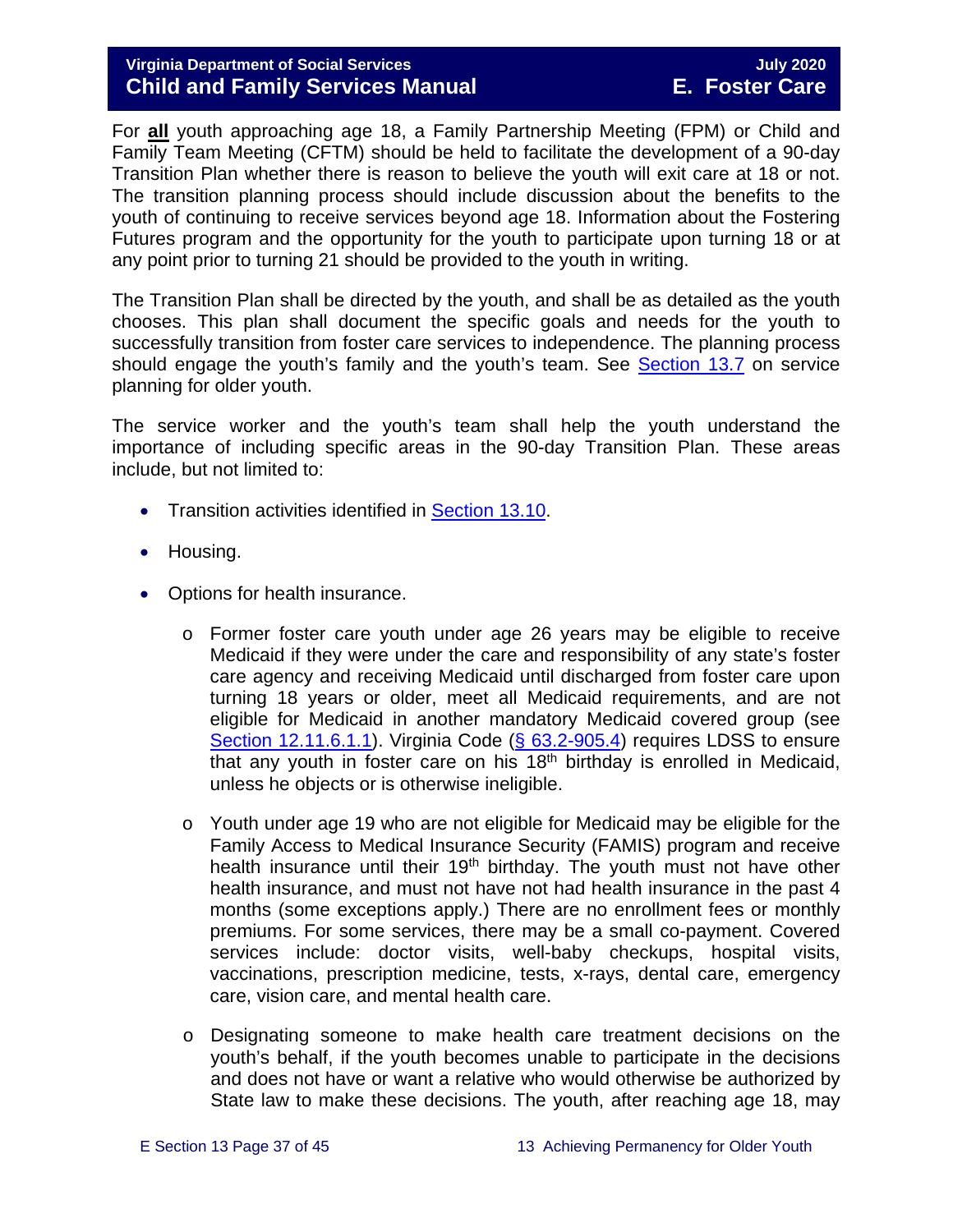For **all** youth approaching age 18, a Family Partnership Meeting (FPM) or Child and Family Team Meeting (CFTM) should be held to facilitate the development of a 90-day Transition Plan whether there is reason to believe the youth will exit care at 18 or not. The transition planning process should include discussion about the benefits to the youth of continuing to receive services beyond age 18. Information about the Fostering Futures program and the opportunity for the youth to participate upon turning 18 or at any point prior to turning 21 should be provided to the youth in writing.

The Transition Plan shall be directed by the youth, and shall be as detailed as the youth chooses. This plan shall document the specific goals and needs for the youth to successfully transition from foster care services to independence. The planning process should engage the youth's family and the youth's team. See Section 13.7 on service planning for older youth.

The service worker and the youth's team shall help the youth understand the importance of including specific areas in the 90-day Transition Plan. These areas include, but not limited to:

- Transition activities identified in Section 13.10.
- Housing.
- Options for health insurance.
    - Former foster care youth under age 26 years may be eligible to receive Medicaid if they were under the care and responsibility of any state's foster care agency and receiving Medicaid until discharged from foster care upon turning 18 years or older, meet all Medicaid requirements, and are not eligible for Medicaid in another mandatory Medicaid covered group (see Section 12.11.6.1.1). Virginia Code (§ 63.2-905.4) requires LDSS to ensure that any youth in foster care on his 18th birthday is enrolled in Medicaid, unless he objects or is otherwise ineligible.
    - Youth under age 19 who are not eligible for Medicaid may be eligible for the Family Access to Medical Insurance Security (FAMIS) program and receive health insurance until their 19th birthday. The youth must not have other health insurance, and must not have not had health insurance in the past 4 months (some exceptions apply.) There are no enrollment fees or monthly premiums. For some services, there may be a small co-payment. Covered services include: doctor visits, well-baby checkups, hospital visits, vaccinations, prescription medicine, tests, x-rays, dental care, emergency care, vision care, and mental health care.
    - Designating someone to make health care treatment decisions on the youth's behalf, if the youth becomes unable to participate in the decisions and does not have or want a relative who would otherwise be authorized by State law to make these decisions. The youth, after reaching age 18, may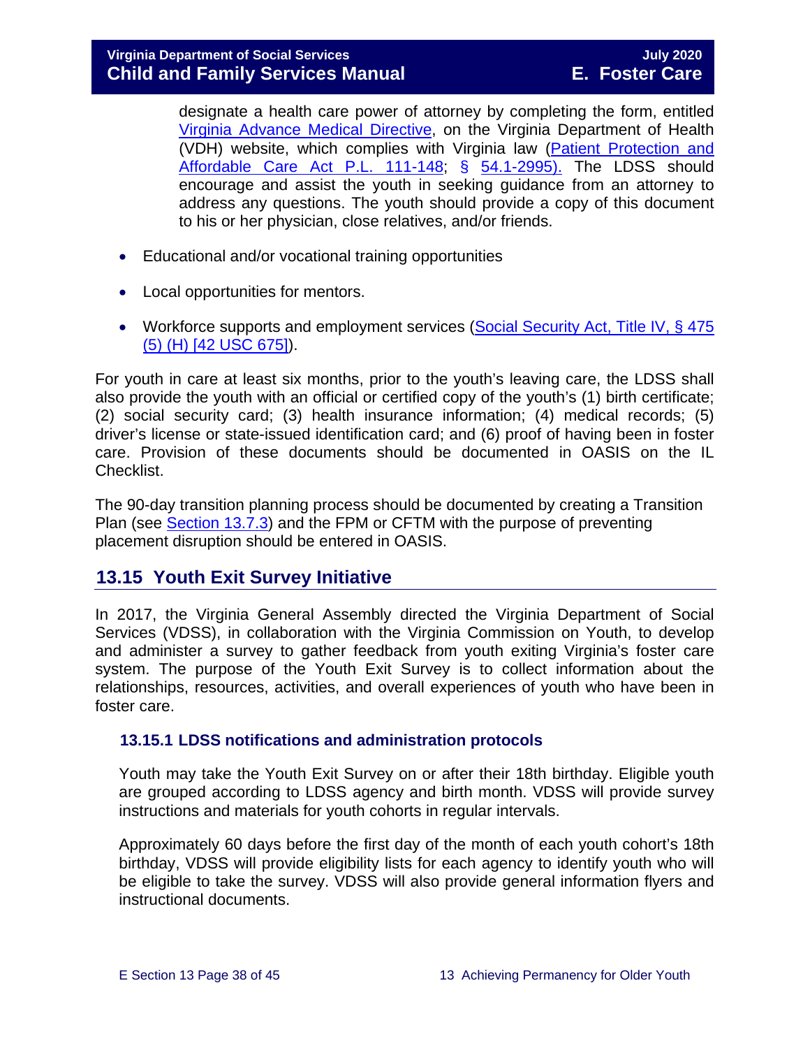designate a health care power of attorney by completing the form, entitled Virginia Advance Medical Directive, on the Virginia Department of Health (VDH) website, which complies with Virginia law (Patient Protection and Affordable Care Act P.L. 111-148; § 54.1-2995). The LDSS should encourage and assist the youth in seeking guidance from an attorney to address any questions. The youth should provide a copy of this document to his or her physician, close relatives, and/or friends.

- Educational and/or vocational training opportunities
- Local opportunities for mentors.
- Workforce supports and employment services (Social Security Act, Title IV, § 475 (5) (H) [42 USC 675]).

For youth in care at least six months, prior to the youth's leaving care, the LDSS shall also provide the youth with an official or certified copy of the youth's (1) birth certificate; (2) social security card; (3) health insurance information; (4) medical records; (5) driver's license or state-issued identification card; and (6) proof of having been in foster care. Provision of these documents should be documented in OASIS on the IL Checklist.

The 90-day transition planning process should be documented by creating a Transition Plan (see Section 13.7.3) and the FPM or CFTM with the purpose of preventing placement disruption should be entered in OASIS.

## 13.15 Youth Exit Survey Initiative

In 2017, the Virginia General Assembly directed the Virginia Department of Social Services (VDSS), in collaboration with the Virginia Commission on Youth, to develop and administer a survey to gather feedback from youth exiting Virginia's foster care system. The purpose of the Youth Exit Survey is to collect information about the relationships, resources, activities, and overall experiences of youth who have been in foster care.

### 13.15.1 LDSS notifications and administration protocols

Youth may take the Youth Exit Survey on or after their 18th birthday. Eligible youth are grouped according to LDSS agency and birth month. VDSS will provide survey instructions and materials for youth cohorts in regular intervals.

Approximately 60 days before the first day of the month of each youth cohort's 18th birthday, VDSS will provide eligibility lists for each agency to identify youth who will be eligible to take the survey. VDSS will also provide general information flyers and instructional documents.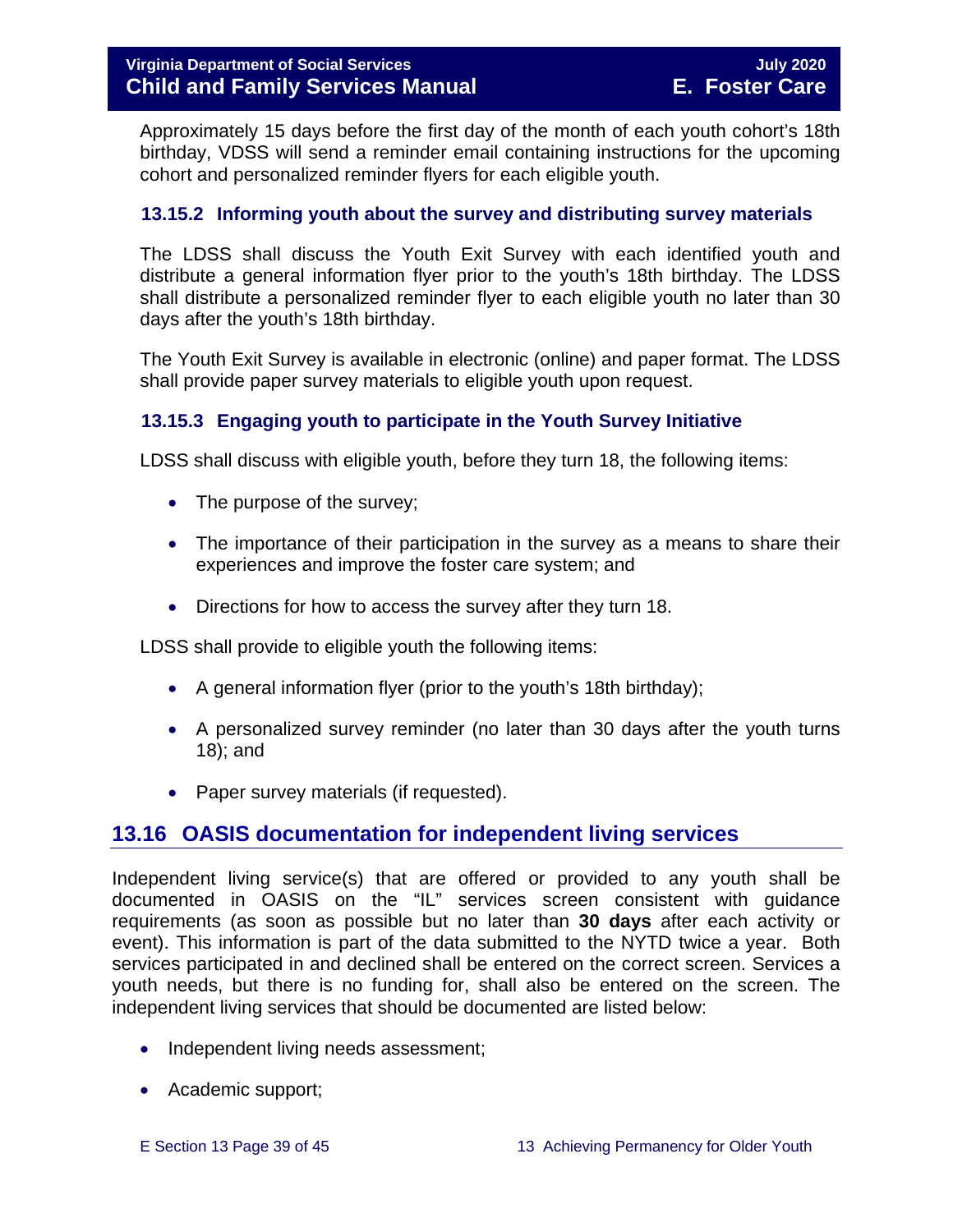Approximately 15 days before the first day of the month of each youth cohort's 18th birthday, VDSS will send a reminder email containing instructions for the upcoming cohort and personalized reminder flyers for each eligible youth.

### 13.15.2 Informing youth about the survey and distributing survey materials

The LDSS shall discuss the Youth Exit Survey with each identified youth and distribute a general information flyer prior to the youth's 18th birthday. The LDSS shall distribute a personalized reminder flyer to each eligible youth no later than 30 days after the youth's 18th birthday.

The Youth Exit Survey is available in electronic (online) and paper format. The LDSS shall provide paper survey materials to eligible youth upon request.

### 13.15.3 Engaging youth to participate in the Youth Survey Initiative

LDSS shall discuss with eligible youth, before they turn 18, the following items:

- The purpose of the survey;
- The importance of their participation in the survey as a means to share their experiences and improve the foster care system; and
- Directions for how to access the survey after they turn 18.

LDSS shall provide to eligible youth the following items:

- A general information flyer (prior to the youth's 18th birthday);
- A personalized survey reminder (no later than 30 days after the youth turns 18); and
- Paper survey materials (if requested).

## 13.16 OASIS documentation for independent living services

Independent living service(s) that are offered or provided to any youth shall be documented in OASIS on the "IL" services screen consistent with guidance requirements (as soon as possible but no later than **30 days** after each activity or event). This information is part of the data submitted to the NYTD twice a year. Both services participated in and declined shall be entered on the correct screen. Services a youth needs, but there is no funding for, shall also be entered on the screen. The independent living services that should be documented are listed below:

- Independent living needs assessment;
- Academic support;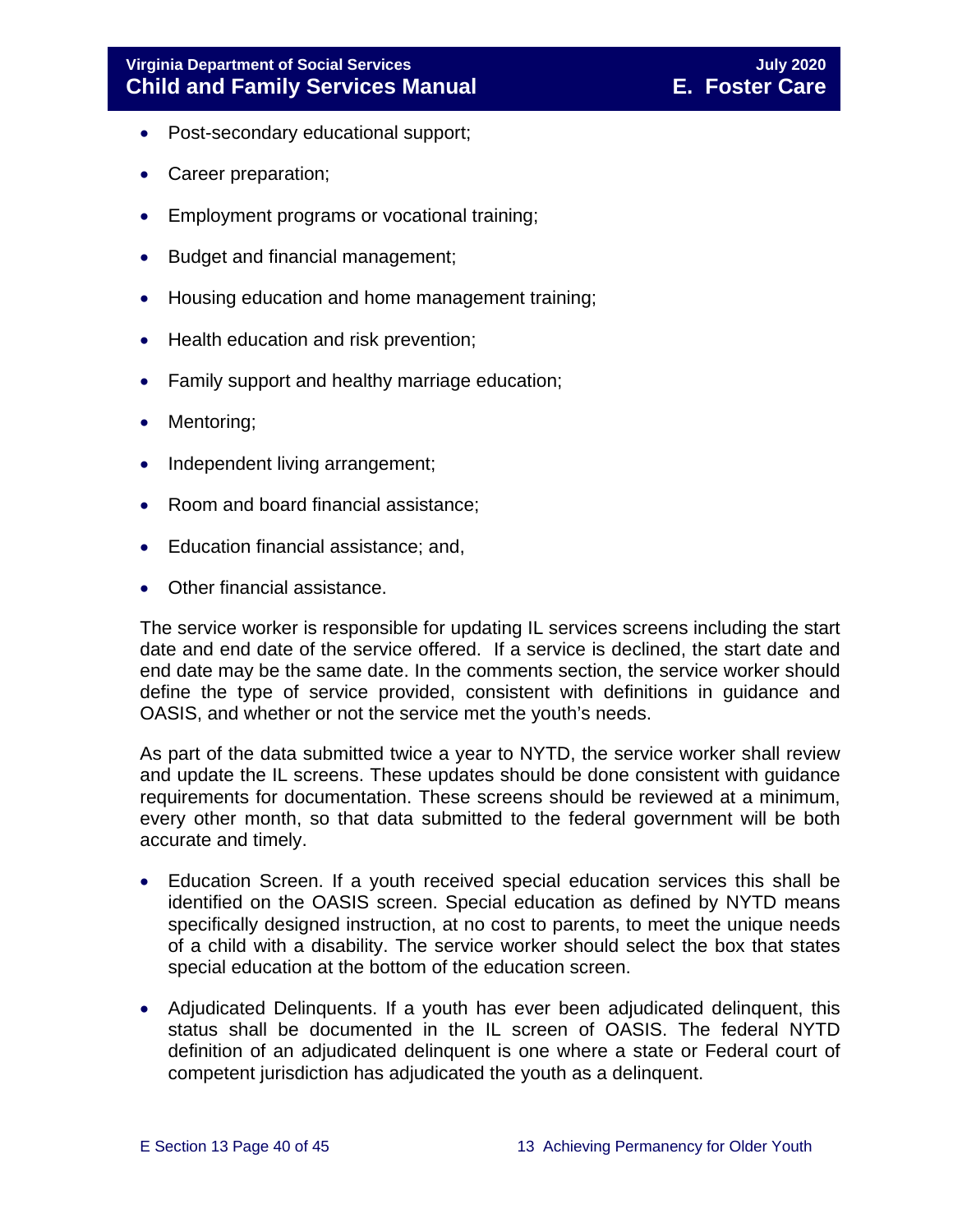- Post-secondary educational support;
- Career preparation;
- Employment programs or vocational training;
- Budget and financial management;
- Housing education and home management training;
- Health education and risk prevention;
- Family support and healthy marriage education;
- Mentoring;
- Independent living arrangement;
- Room and board financial assistance;
- Education financial assistance; and,
- Other financial assistance.

The service worker is responsible for updating IL services screens including the start date and end date of the service offered. If a service is declined, the start date and end date may be the same date. In the comments section, the service worker should define the type of service provided, consistent with definitions in guidance and OASIS, and whether or not the service met the youth's needs.

As part of the data submitted twice a year to NYTD, the service worker shall review and update the IL screens. These updates should be done consistent with guidance requirements for documentation. These screens should be reviewed at a minimum, every other month, so that data submitted to the federal government will be both accurate and timely.

- Education Screen. If a youth received special education services this shall be identified on the OASIS screen. Special education as defined by NYTD means specifically designed instruction, at no cost to parents, to meet the unique needs of a child with a disability. The service worker should select the box that states special education at the bottom of the education screen.
- Adjudicated Delinquents. If a youth has ever been adjudicated delinquent, this status shall be documented in the IL screen of OASIS. The federal NYTD definition of an adjudicated delinquent is one where a state or Federal court of competent jurisdiction has adjudicated the youth as a delinquent.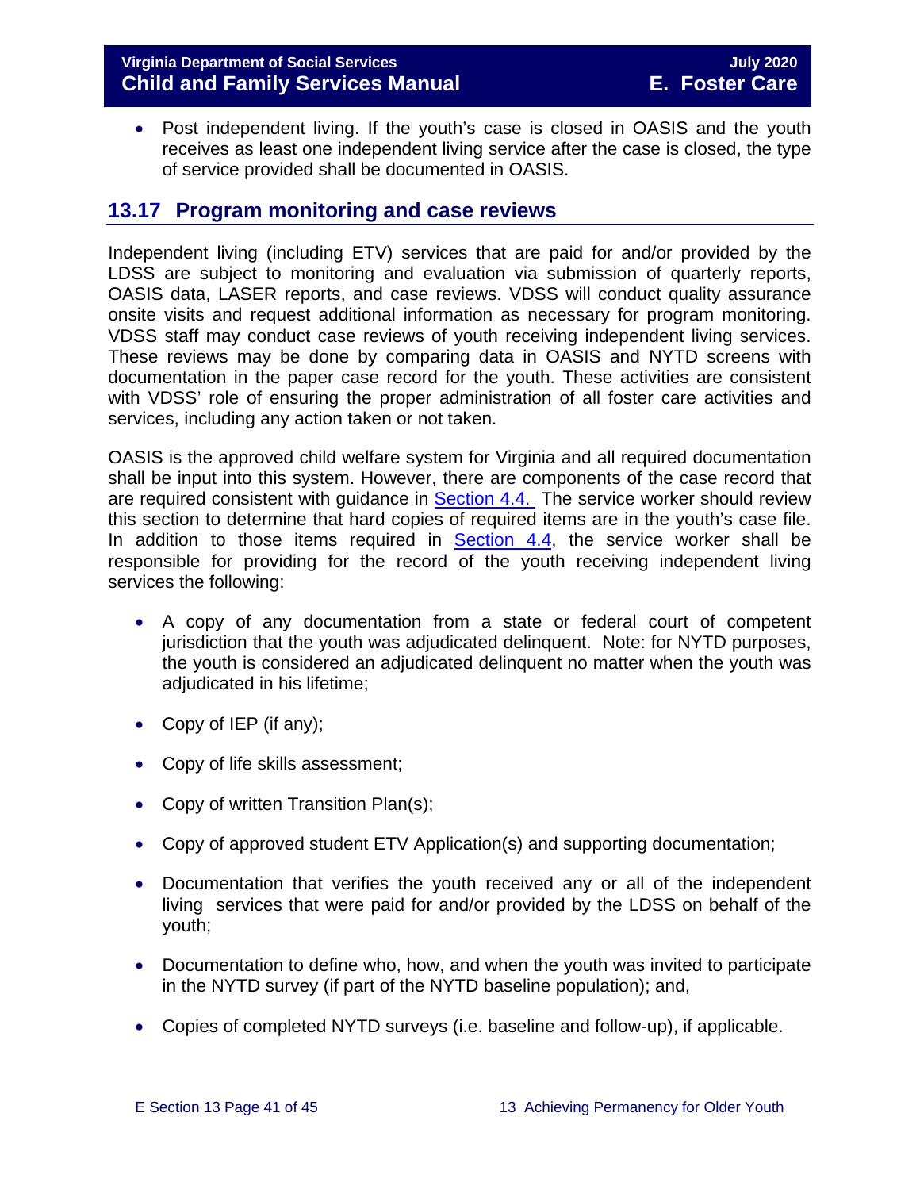- Post independent living. If the youth's case is closed in OASIS and the youth receives as least one independent living service after the case is closed, the type of service provided shall be documented in OASIS.

## 13.17 Program monitoring and case reviews

Independent living (including ETV) services that are paid for and/or provided by the LDSS are subject to monitoring and evaluation via submission of quarterly reports, OASIS data, LASER reports, and case reviews. VDSS will conduct quality assurance onsite visits and request additional information as necessary for program monitoring. VDSS staff may conduct case reviews of youth receiving independent living services. These reviews may be done by comparing data in OASIS and NYTD screens with documentation in the paper case record for the youth. These activities are consistent with VDSS' role of ensuring the proper administration of all foster care activities and services, including any action taken or not taken.

OASIS is the approved child welfare system for Virginia and all required documentation shall be input into this system. However, there are components of the case record that are required consistent with guidance in Section 4.4. The service worker should review this section to determine that hard copies of required items are in the youth's case file. In addition to those items required in Section 4.4, the service worker shall be responsible for providing for the record of the youth receiving independent living services the following:

- A copy of any documentation from a state or federal court of competent jurisdiction that the youth was adjudicated delinquent. Note: for NYTD purposes, the youth is considered an adjudicated delinquent no matter when the youth was adjudicated in his lifetime;
- Copy of IEP (if any);
- Copy of life skills assessment;
- Copy of written Transition Plan(s);
- Copy of approved student ETV Application(s) and supporting documentation;
- Documentation that verifies the youth received any or all of the independent living services that were paid for and/or provided by the LDSS on behalf of the youth;
- Documentation to define who, how, and when the youth was invited to participate in the NYTD survey (if part of the NYTD baseline population); and,
- Copies of completed NYTD surveys (i.e. baseline and follow-up), if applicable.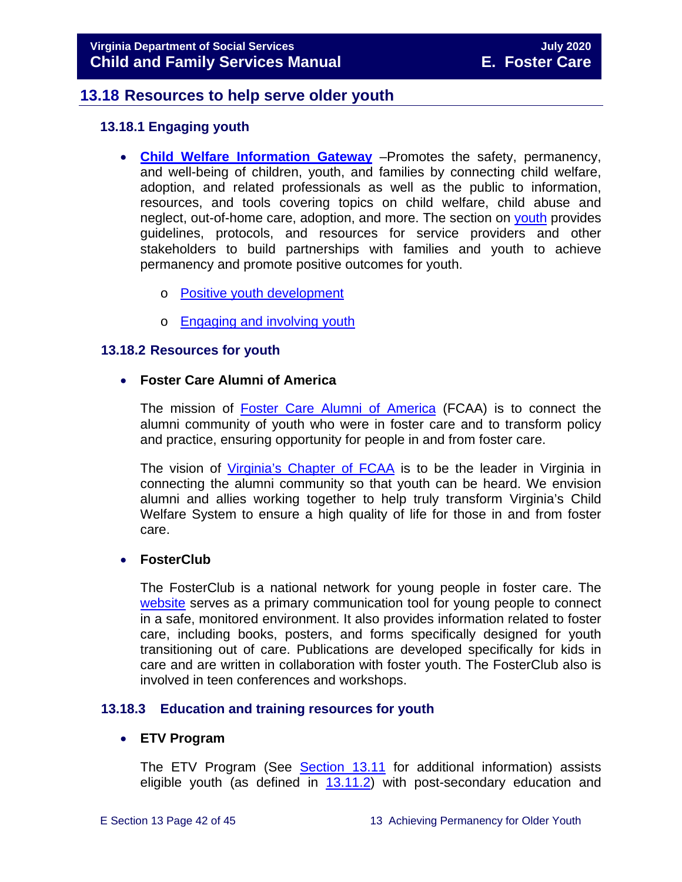## 13.18 Resources to help serve older youth

### 13.18.1 Engaging youth

- **Child Welfare Information Gateway** –Promotes the safety, permanency, and well-being of children, youth, and families by connecting child welfare, adoption, and related professionals as well as the public to information, resources, and tools covering topics on child welfare, child abuse and neglect, out-of-home care, adoption, and more. The section on youth provides guidelines, protocols, and resources for service providers and other stakeholders to build partnerships with families and youth to achieve permanency and promote positive outcomes for youth.
  - Positive youth development
  - Engaging and involving youth

### 13.18.2 Resources for youth

- **Foster Care Alumni of America**

  The mission of Foster Care Alumni of America (FCAA) is to connect the alumni community of youth who were in foster care and to transform policy and practice, ensuring opportunity for people in and from foster care.

  The vision of Virginia's Chapter of FCAA is to be the leader in Virginia in connecting the alumni community so that youth can be heard. We envision alumni and allies working together to help truly transform Virginia's Child Welfare System to ensure a high quality of life for those in and from foster care.

- **FosterClub**

  The FosterClub is a national network for young people in foster care. The website serves as a primary communication tool for young people to connect in a safe, monitored environment. It also provides information related to foster care, including books, posters, and forms specifically designed for youth transitioning out of care. Publications are developed specifically for kids in care and are written in collaboration with foster youth. The FosterClub also is involved in teen conferences and workshops.

### 13.18.3 Education and training resources for youth

- **ETV Program**

  The ETV Program (See Section 13.11 for additional information) assists eligible youth (as defined in 13.11.2) with post-secondary education and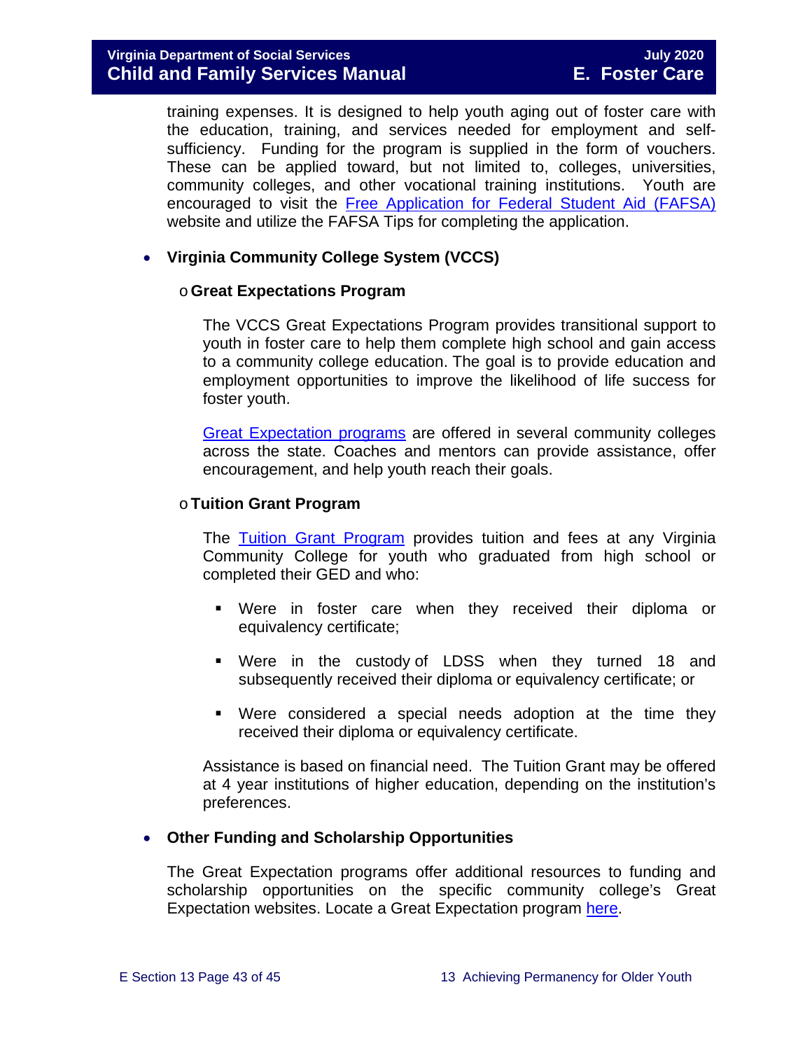training expenses. It is designed to help youth aging out of foster care with the education, training, and services needed for employment and self-sufficiency. Funding for the program is supplied in the form of vouchers. These can be applied toward, but not limited to, colleges, universities, community colleges, and other vocational training institutions. Youth are encouraged to visit the Free Application for Federal Student Aid (FAFSA) website and utilize the FAFSA Tips for completing the application.

- **Virginia Community College System (VCCS)**

  - **Great Expectations Program**

    The VCCS Great Expectations Program provides transitional support to youth in foster care to help them complete high school and gain access to a community college education. The goal is to provide education and employment opportunities to improve the likelihood of life success for foster youth.

    Great Expectation programs are offered in several community colleges across the state. Coaches and mentors can provide assistance, offer encouragement, and help youth reach their goals.

  - **Tuition Grant Program**

    The Tuition Grant Program provides tuition and fees at any Virginia Community College for youth who graduated from high school or completed their GED and who:

    - Were in foster care when they received their diploma or equivalency certificate;
    - Were in the custody of LDSS when they turned 18 and subsequently received their diploma or equivalency certificate; or
    - Were considered a special needs adoption at the time they received their diploma or equivalency certificate.

    Assistance is based on financial need. The Tuition Grant may be offered at 4 year institutions of higher education, depending on the institution's preferences.

- **Other Funding and Scholarship Opportunities**

  The Great Expectation programs offer additional resources to funding and scholarship opportunities on the specific community college's Great Expectation websites. Locate a Great Expectation program here.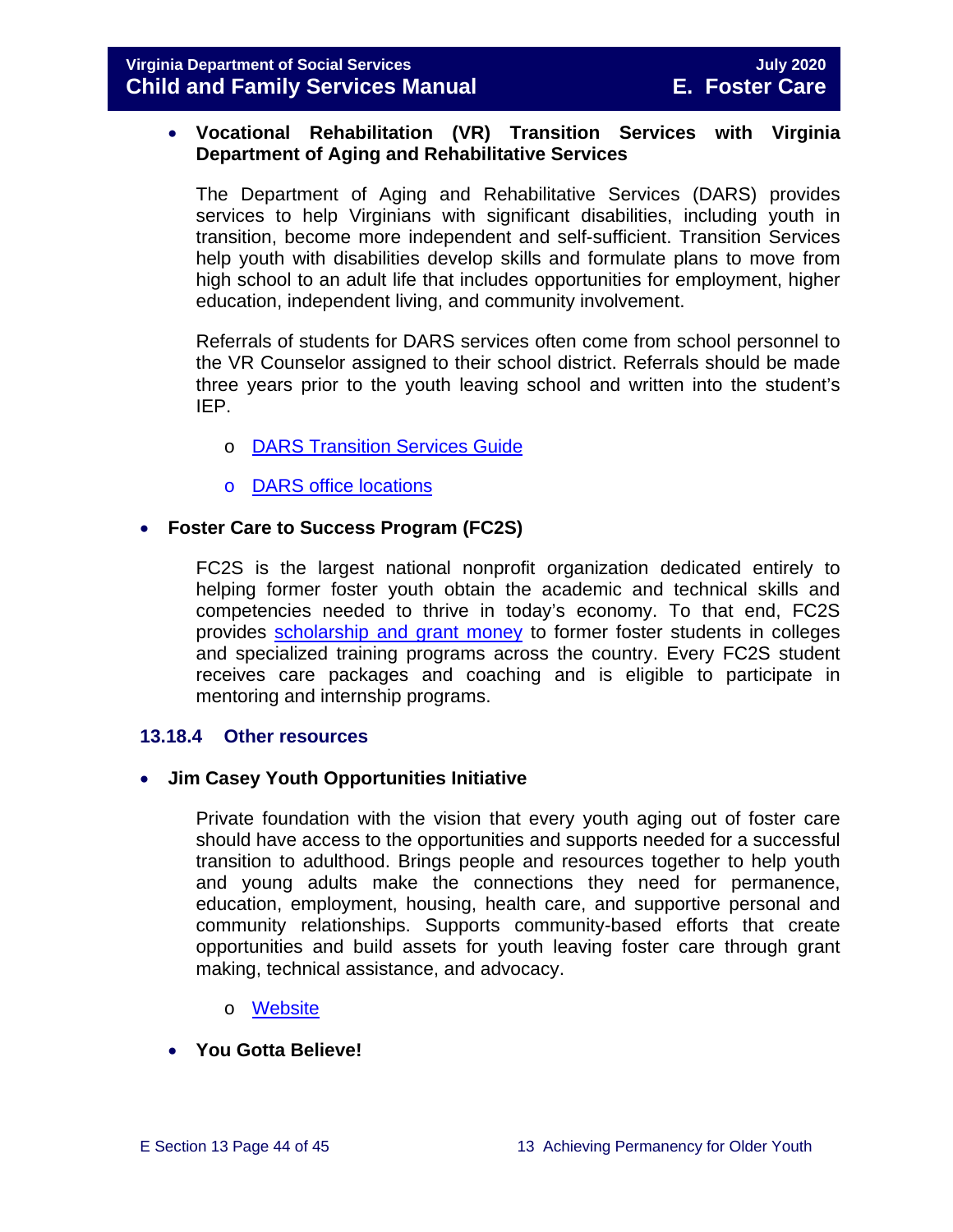- **Vocational Rehabilitation (VR) Transition Services with Virginia Department of Aging and Rehabilitative Services**

  The Department of Aging and Rehabilitative Services (DARS) provides services to help Virginians with significant disabilities, including youth in transition, become more independent and self-sufficient. Transition Services help youth with disabilities develop skills and formulate plans to move from high school to an adult life that includes opportunities for employment, higher education, independent living, and community involvement.

  Referrals of students for DARS services often come from school personnel to the VR Counselor assigned to their school district. Referrals should be made three years prior to the youth leaving school and written into the student's IEP.

  - DARS Transition Services Guide
  - DARS office locations

- **Foster Care to Success Program (FC2S)**

  FC2S is the largest national nonprofit organization dedicated entirely to helping former foster youth obtain the academic and technical skills and competencies needed to thrive in today's economy. To that end, FC2S provides scholarship and grant money to former foster students in colleges and specialized training programs across the country. Every FC2S student receives care packages and coaching and is eligible to participate in mentoring and internship programs.

### 13.18.4 Other resources

- **Jim Casey Youth Opportunities Initiative**

  Private foundation with the vision that every youth aging out of foster care should have access to the opportunities and supports needed for a successful transition to adulthood. Brings people and resources together to help youth and young adults make the connections they need for permanence, education, employment, housing, health care, and supportive personal and community relationships. Supports community-based efforts that create opportunities and build assets for youth leaving foster care through grant making, technical assistance, and advocacy.

  - Website

- **You Gotta Believe!**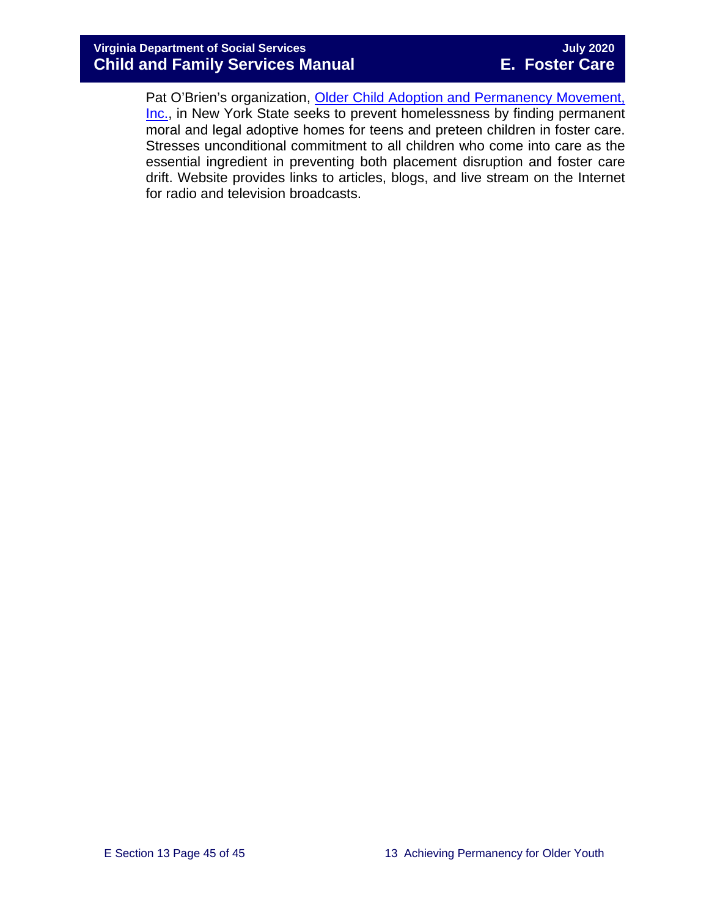Pat O'Brien's organization, [Older Child Adoption and Permanency Movement, Inc.](), in New York State seeks to prevent homelessness by finding permanent moral and legal adoptive homes for teens and preteen children in foster care. Stresses unconditional commitment to all children who come into care as the essential ingredient in preventing both placement disruption and foster care drift. Website provides links to articles, blogs, and live stream on the Internet for radio and television broadcasts.